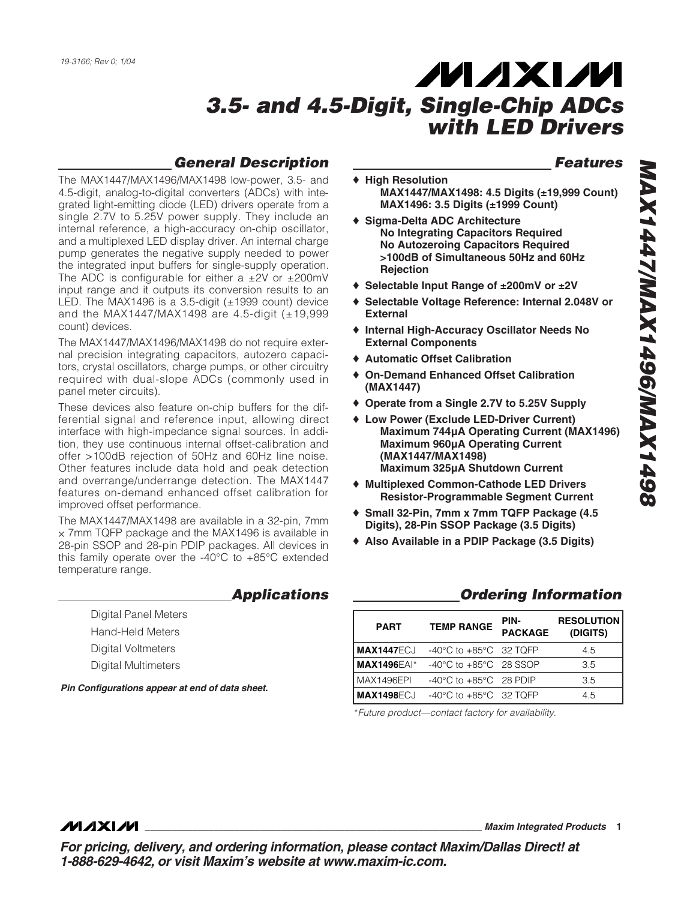19-3166; Rev 0; 1/04

# 3.5- and 4.5-Digit, Single-Chip ADCs with LED Drivers

## General Description

The MAX1447/MAX1496/MAX1498 low-power, 3.5- and 4.5-digit, analog-to-digital converters (ADCs) with integrated light-emitting diode (LED) drivers operate from a single 2.7V to 5.25V power supply. They include an internal reference, a high-accuracy on-chip oscillator, and a multiplexed LED display driver. An internal charge pump generates the negative supply needed to power the integrated input buffers for single-supply operation. The ADC is configurable for either a ±2V or ±200mV input range and it outputs its conversion results to an LED. The MAX1496 is a 3.5-digit (±1999 count) device and the MAX1447/MAX1498 are 4.5-digit (±19,999 count) devices.

The MAX1447/MAX1496/MAX1498 do not require external precision integrating capacitors, autozero capacitors, crystal oscillators, charge pumps, or other circuitry required with dual-slope ADCs (commonly used in panel meter circuits).

These devices also feature on-chip buffers for the differential signal and reference input, allowing direct interface with high-impedance signal sources. In addition, they use continuous internal offset-calibration and offer >100dB rejection of 50Hz and 60Hz line noise. Other features include data hold and peak detection and overrange/underrange detection. The MAX1447 features on-demand enhanced offset calibration for improved offset performance.

The MAX1447/MAX1498 are available in a 32-pin, 7mm × 7mm TQFP package and the MAX1496 is available in 28-pin SSOP and 28-pin PDIP packages. All devices in this family operate over the -40°C to +85°C extended temperature range.

## Applications

Digital Panel Meters

Hand-Held Meters

Digital Voltmeters

Digital Multimeters

***Pin Configurations appear at end of data sheet.***

## Features

- **High Resolution**
  - **MAX1447/MAX1498: 4.5 Digits (±19,999 Count)**
  - **MAX1496: 3.5 Digits (±1999 Count)**
- **Sigma-Delta ADC Architecture**
  - **No Integrating Capacitors Required**
  - **No Autozeroing Capacitors Required**
  - **>100dB of Simultaneous 50Hz and 60Hz Rejection**
- **Selectable Input Range of ±200mV or ±2V**
- **Selectable Voltage Reference: Internal 2.048V or External**
- **Internal High-Accuracy Oscillator Needs No External Components**
- **Automatic Offset Calibration**
- **On-Demand Enhanced Offset Calibration (MAX1447)**
- **Operate from a Single 2.7V to 5.25V Supply**
- **Low Power (Exclude LED-Driver Current)**
  - **Maximum 744µA Operating Current (MAX1496)**
  - **Maximum 960µA Operating Current (MAX1447/MAX1498)**
  - **Maximum 325µA Shutdown Current**
- **Multiplexed Common-Cathode LED Drivers**
  - **Resistor-Programmable Segment Current**
- **Small 32-Pin, 7mm x 7mm TQFP Package (4.5 Digits), 28-Pin SSOP Package (3.5 Digits)**
- **Also Available in a PDIP Package (3.5 Digits)**

## Ordering Information

| PART | TEMP RANGE | PIN-PACKAGE | RESOLUTION (DIGITS) |
|---|---|---|---|
| **MAX1447**ECJ | -40°C to +85°C | 32 TQFP | 4.5 |
| **MAX1496**EAI* | -40°C to +85°C | 28 SSOP | 3.5 |
| MAX1496EPI | -40°C to +85°C | 28 PDIP | 3.5 |
| **MAX1498**ECJ | -40°C to +85°C | 32 TQFP | 4.5 |

*\*Future product—contact factory for availability.*

***For pricing, delivery, and ordering information, please contact Maxim/Dallas Direct! at 1-888-629-4642, or visit Maxim's website at www.maxim-ic.com.***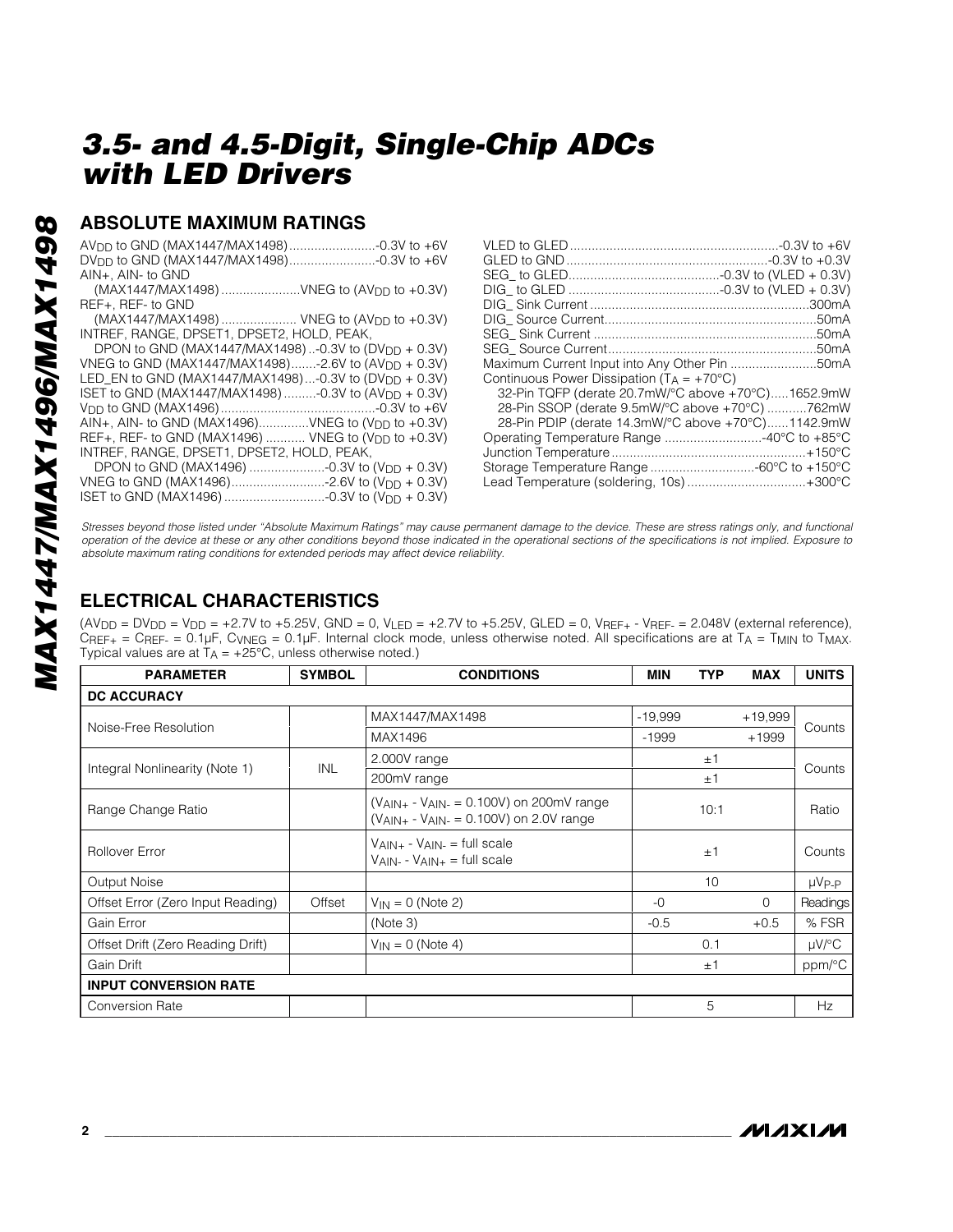# 3.5- and 4.5-Digit, Single-Chip ADCs with LED Drivers

## ABSOLUTE MAXIMUM RATINGS

$AV_{DD}$ to GND (MAX1447/MAX1498) ........................-0.3V to +6V
$DV_{DD}$ to GND (MAX1447/MAX1498)........................-0.3V to +6V
AIN+, AIN- to GND
(MAX1447/MAX1498) ......................VNEG to ($AV_{DD}$ to +0.3V)
REF+, REF- to GND
(MAX1447/MAX1498) ..................... VNEG to ($AV_{DD}$ to +0.3V)
INTREF, RANGE, DPSET1, DPSET2, HOLD, PEAK,
DPON to GND (MAX1447/MAX1498) ..-0.3V to ($DV_{DD}$ + 0.3V)
VNEG to GND (MAX1447/MAX1498).......-2.6V to ($AV_{DD}$ + 0.3V)
LED_EN to GND (MAX1447/MAX1498)...-0.3V to ($DV_{DD}$ + 0.3V)
ISET to GND (MAX1447/MAX1498) .........-0.3V to ($AV_{DD}$ + 0.3V)
$V_{DD}$ to GND (MAX1496)...........................................-0.3V to +6V
AIN+, AIN- to GND (MAX1496).............VNEG to ($V_{DD}$ to +0.3V)
REF+, REF- to GND (MAX1496) ........... VNEG to ($V_{DD}$ to +0.3V)
INTREF, RANGE, DPSET1, DPSET2, HOLD, PEAK,
DPON to GND (MAX1496) .....................-0.3V to ($V_{DD}$ + 0.3V)
VNEG to GND (MAX1496)..........................-2.6V to ($V_{DD}$ + 0.3V)
ISET to GND (MAX1496) ............................-0.3V to ($V_{DD}$ + 0.3V)

VLED to GLED .........................................................-0.3V to +6V
GLED to GND ........................................................-0.3V to +0.3V
SEG_ to GLED..........................................-0.3V to (VLED + 0.3V)
DIG_ to GLED ..........................................-0.3V to (VLED + 0.3V)
DIG_ Sink Current ............................................................300mA
DIG_ Source Current..........................................................50mA
SEG_ Sink Current .............................................................50mA
SEG_ Source Current.........................................................50mA
Maximum Current Input into Any Other Pin ........................50mA
Continuous Power Dissipation ($T_A$ = +70°C)
32-Pin TQFP (derate 20.7mW/°C above +70°C).....1652.9mW
28-Pin SSOP (derate 9.5mW/°C above +70°C) ...........762mW
28-Pin PDIP (derate 14.3mW/°C above +70°C)......1142.9mW
Operating Temperature Range ...........................-40°C to +85°C
Junction Temperature......................................................+150°C
Storage Temperature Range .............................-60°C to +150°C
Lead Temperature (soldering, 10s) .................................+300°C

*Stresses beyond those listed under "Absolute Maximum Ratings" may cause permanent damage to the device. These are stress ratings only, and functional operation of the device at these or any other conditions beyond those indicated in the operational sections of the specifications is not implied. Exposure to absolute maximum rating conditions for extended periods may affect device reliability.*

## ELECTRICAL CHARACTERISTICS

($AV_{DD}$ = $DV_{DD}$ = $V_{DD}$ = +2.7V to +5.25V, GND = 0, $V_{LED}$ = +2.7V to +5.25V, GLED = 0, $V_{REF+}$ - $V_{REF-}$ = 2.048V (external reference), $C_{REF+}$ = $C_{REF-}$ = 0.1µF, $C_{VNEG}$ = 0.1µF. Internal clock mode, unless otherwise noted. All specifications are at $T_A$ = $T_{MIN}$ to $T_{MAX}$. Typical values are at $T_A$ = +25°C, unless otherwise noted.)

| PARAMETER | SYMBOL | CONDITIONS | MIN | TYP | MAX | UNITS |
|---|---|---|---|---|---|---|
| **DC ACCURACY** | | | | | | |
| Noise-Free Resolution | | MAX1447/MAX1498 | -19,999 | | +19,999 | Counts |
| | | MAX1496 | -1999 | | +1999 | |
| Integral Nonlinearity (Note 1) | INL | 2.000V range | | ±1 | | Counts |
| | | 200mV range | | ±1 | | |
| Range Change Ratio | | ($V_{AIN+}$ - $V_{AIN-}$ = 0.100V) on 200mV range ($V_{AIN+}$ - $V_{AIN-}$ = 0.100V) on 2.0V range | | 10:1 | | Ratio |
| Rollover Error | | $V_{AIN+}$ - $V_{AIN-}$ = full scale $V_{AIN-}$ - $V_{AIN+}$ = full scale | | ±1 | | Counts |
| Output Noise | | | | 10 | | $\mu V_{P-P}$ |
| Offset Error (Zero Input Reading) | Offset | $V_{IN}$ = 0 (Note 2) | -0 | | 0 | Readings |
| Gain Error | | (Note 3) | -0.5 | | +0.5 | % FSR |
| Offset Drift (Zero Reading Drift) | | $V_{IN}$ = 0 (Note 4) | | 0.1 | | µV/°C |
| Gain Drift | | | | ±1 | | ppm/°C |
| **INPUT CONVERSION RATE** | | | | | | |
| Conversion Rate | | | | 5 | | Hz |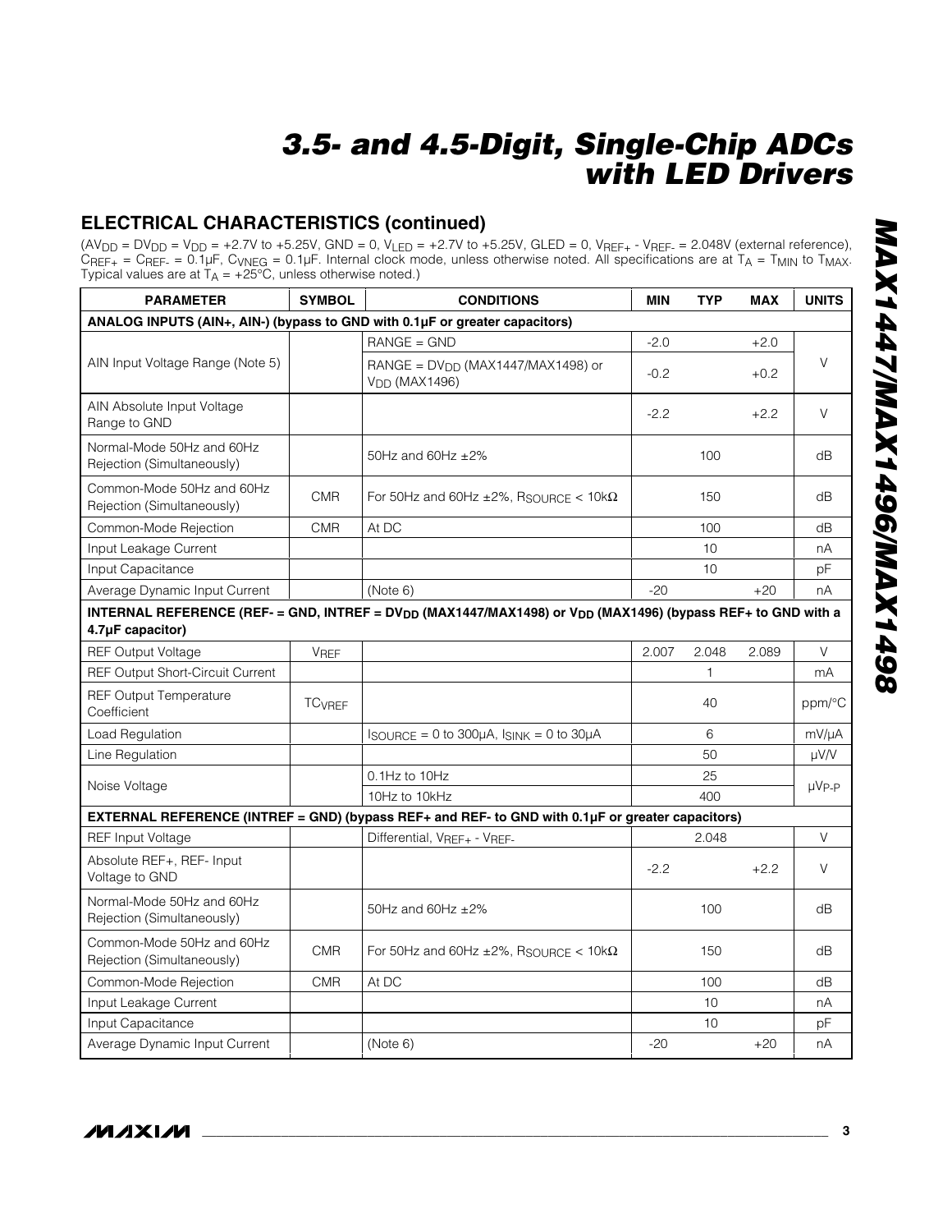## ELECTRICAL CHARACTERISTICS (continued)

($AV_{DD}$ = $DV_{DD}$ = $V_{DD}$ = +2.7V to +5.25V, GND = 0, $V_{LED}$ = +2.7V to +5.25V, GLED = 0, $V_{REF+}$ - $V_{REF-}$ = 2.048V (external reference), $C_{REF+}$ = $C_{REF-}$ = 0.1µF, $C_{VNEG}$ = 0.1µF. Internal clock mode, unless otherwise noted. All specifications are at $T_A$ = $T_{MIN}$ to $T_{MAX}$. Typical values are at $T_A$ = +25°C, unless otherwise noted.)

| PARAMETER | SYMBOL | CONDITIONS | MIN | TYP | MAX | UNITS |
|---|---|---|---|---|---|---|
| **ANALOG INPUTS (AIN+, AIN-) (bypass to GND with 0.1µF or greater capacitors)** | | | | | | |
| AIN Input Voltage Range (Note 5) | | RANGE = GND | -2.0 | | +2.0 | V |
| | | RANGE = $DV_{DD}$ (MAX1447/MAX1498) or $V_{DD}$ (MAX1496) | -0.2 | | +0.2 | |
| AIN Absolute Input Voltage Range to GND | | | -2.2 | | +2.2 | V |
| Normal-Mode 50Hz and 60Hz Rejection (Simultaneously) | | 50Hz and 60Hz ±2% | | 100 | | dB |
| Common-Mode 50Hz and 60Hz Rejection (Simultaneously) | CMR | For 50Hz and 60Hz ±2%, $R_{SOURCE}$ < 10kΩ | | 150 | | dB |
| Common-Mode Rejection | CMR | At DC | | 100 | | dB |
| Input Leakage Current | | | | 10 | | nA |
| Input Capacitance | | | | 10 | | pF |
| Average Dynamic Input Current | | (Note 6) | -20 | | +20 | nA |
| **INTERNAL REFERENCE (REF- = GND, INTREF = $DV_{DD}$ (MAX1447/MAX1498) or $V_{DD}$ (MAX1496) (bypass REF+ to GND with a 4.7µF capacitor)** | | | | | | |
| REF Output Voltage | $V_{REF}$ | | 2.007 | 2.048 | 2.089 | V |
| REF Output Short-Circuit Current | | | | 1 | | mA |
| REF Output Temperature Coefficient | $TC_{VREF}$ | | | 40 | | ppm/°C |
| Load Regulation | | $I_{SOURCE}$ = 0 to 300µA, $I_{SINK}$ = 0 to 30µA | | 6 | | mV/µA |
| Line Regulation | | | | 50 | | µV/V |
| Noise Voltage | | 0.1Hz to 10Hz | | 25 | | $µV_{P-P}$ |
| | | 10Hz to 10kHz | | 400 | | |
| **EXTERNAL REFERENCE (INTREF = GND) (bypass REF+ and REF- to GND with 0.1µF or greater capacitors)** | | | | | | |
| REF Input Voltage | | Differential, $V_{REF+}$ - $V_{REF-}$ | | 2.048 | | V |
| Absolute REF+, REF- Input Voltage to GND | | | -2.2 | | +2.2 | V |
| Normal-Mode 50Hz and 60Hz Rejection (Simultaneously) | | 50Hz and 60Hz ±2% | | 100 | | dB |
| Common-Mode 50Hz and 60Hz Rejection (Simultaneously) | CMR | For 50Hz and 60Hz ±2%, $R_{SOURCE}$ < 10kΩ | | 150 | | dB |
| Common-Mode Rejection | CMR | At DC | | 100 | | dB |
| Input Leakage Current | | | | 10 | | nA |
| Input Capacitance | | | | 10 | | pF |
| Average Dynamic Input Current | | (Note 6) | -20 | | +20 | nA |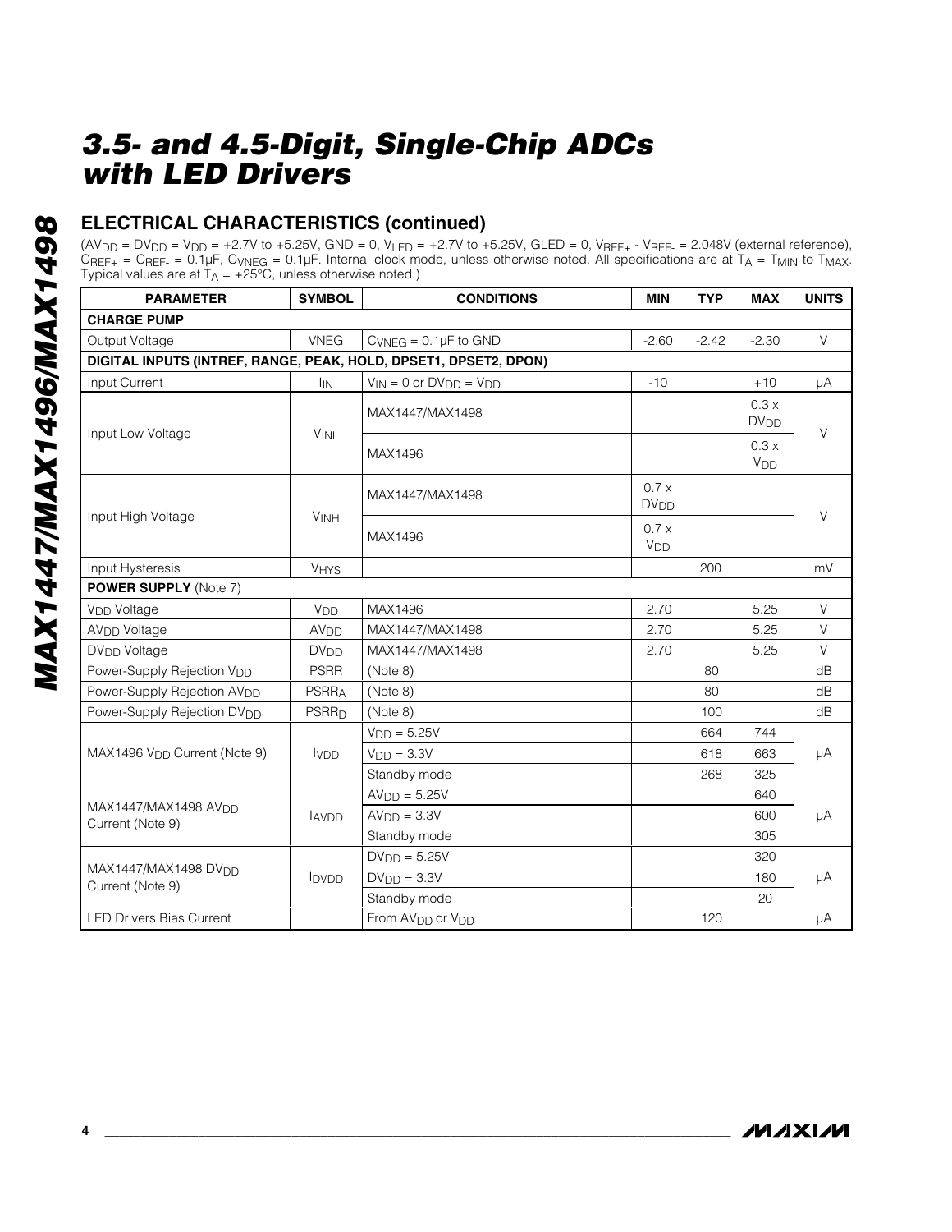# 3.5- and 4.5-Digit, Single-Chip ADCs with LED Drivers

## ELECTRICAL CHARACTERISTICS (continued)

($AV_{DD} = DV_{DD} = V_{DD} = +2.7V$ to $+5.25V$, GND = 0, $V_{LED} = +2.7V$ to $+5.25V$, GLED = 0, $V_{REF+} - V_{REF-} = 2.048V$ (external reference), $C_{REF+} = C_{REF-} = 0.1\mu F$, $C_{VNEG} = 0.1\mu F$. Internal clock mode, unless otherwise noted. All specifications are at $T_A = T_{MIN}$ to $T_{MAX}$. Typical values are at $T_A = +25°C$, unless otherwise noted.)

| PARAMETER | SYMBOL | CONDITIONS | MIN | TYP | MAX | UNITS |
|---|---|---|---|---|---|---|
| **CHARGE PUMP** | | | | | | |
| Output Voltage | VNEG | $C_{VNEG} = 0.1\mu F$ to GND | -2.60 | -2.42 | -2.30 | V |
| **DIGITAL INPUTS (INTREF, RANGE, PEAK, HOLD, DPSET1, DPSET2, DPON)** | | | | | | |
| Input Current | $I_{IN}$ | $V_{IN} = 0$ or $DV_{DD} = V_{DD}$ | -10 | | +10 | µA |
| Input Low Voltage | $V_{INL}$ | MAX1447/MAX1498 | | | 0.3 x $DV_{DD}$ | V |
| | | MAX1496 | | | 0.3 x $V_{DD}$ | |
| Input High Voltage | $V_{INH}$ | MAX1447/MAX1498 | 0.7 x $DV_{DD}$ | | | V |
| | | MAX1496 | 0.7 x $V_{DD}$ | | | |
| Input Hysteresis | $V_{HYS}$ | | | 200 | | mV |
| **POWER SUPPLY** (Note 7) | | | | | | |
| $V_{DD}$ Voltage | $V_{DD}$ | MAX1496 | 2.70 | | 5.25 | V |
| $AV_{DD}$ Voltage | $AV_{DD}$ | MAX1447/MAX1498 | 2.70 | | 5.25 | V |
| $DV_{DD}$ Voltage | $DV_{DD}$ | MAX1447/MAX1498 | 2.70 | | 5.25 | V |
| Power-Supply Rejection $V_{DD}$ | PSRR | (Note 8) | | 80 | | dB |
| Power-Supply Rejection $AV_{DD}$ | $PSRR_A$ | (Note 8) | | 80 | | dB |
| Power-Supply Rejection $DV_{DD}$ | $PSRR_D$ | (Note 8) | | 100 | | dB |
| MAX1496 $V_{DD}$ Current (Note 9) | $I_{VDD}$ | $V_{DD} = 5.25V$ | | 664 | 744 | µA |
| | | $V_{DD} = 3.3V$ | | 618 | 663 | |
| | | Standby mode | | 268 | 325 | |
| MAX1447/MAX1498 $AV_{DD}$ Current (Note 9) | $I_{AVDD}$ | $AV_{DD} = 5.25V$ | | | 640 | µA |
| | | $AV_{DD} = 3.3V$ | | | 600 | |
| | | Standby mode | | | 305 | |
| MAX1447/MAX1498 $DV_{DD}$ Current (Note 9) | $I_{DVDD}$ | $DV_{DD} = 5.25V$ | | | 320 | µA |
| | | $DV_{DD} = 3.3V$ | | | 180 | |
| | | Standby mode | | | 20 | |
| LED Drivers Bias Current | | From $AV_{DD}$ or $V_{DD}$ | | 120 | | µA |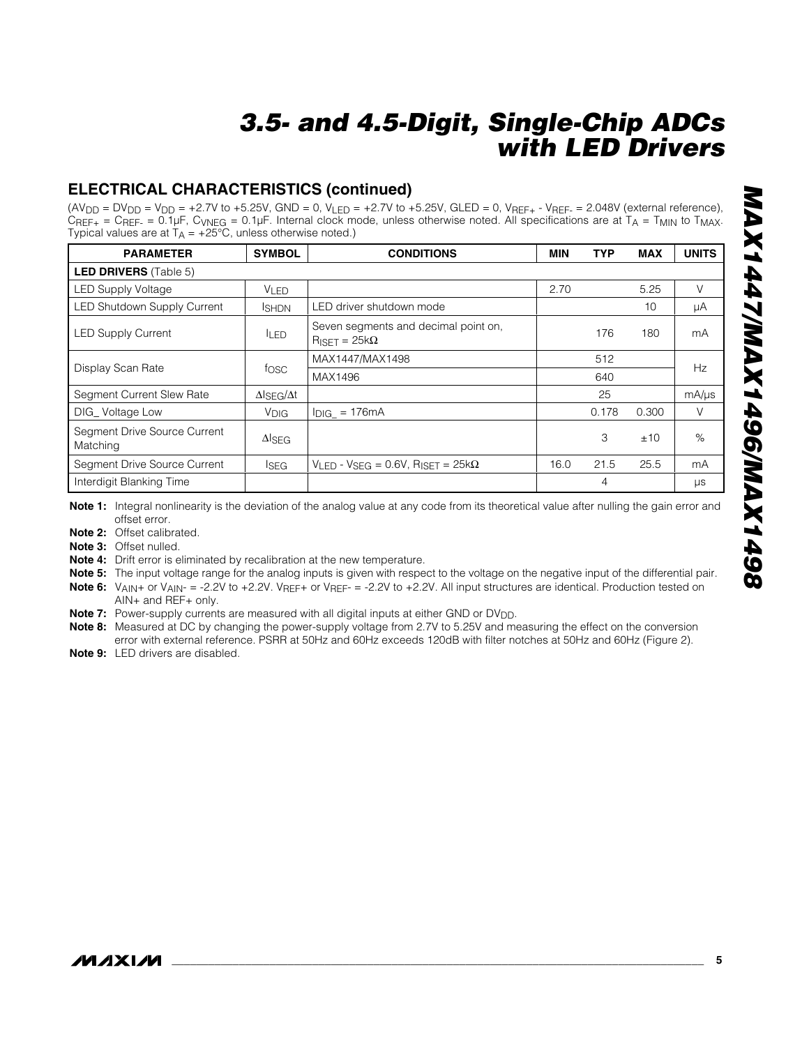## ELECTRICAL CHARACTERISTICS (continued)

($AV_{DD} = DV_{DD} = V_{DD}$ = +2.7V to +5.25V, GND = 0, $V_{LED}$ = +2.7V to +5.25V, GLED = 0, $V_{REF+} - V_{REF-}$ = 2.048V (external reference), $C_{REF+} = C_{REF-}$ = 0.1µF, $C_{VNEG}$ = 0.1µF. Internal clock mode, unless otherwise noted. All specifications are at $T_A = T_{MIN}$ to $T_{MAX}$. Typical values are at $T_A$ = +25°C, unless otherwise noted.)

| PARAMETER | SYMBOL | CONDITIONS | MIN | TYP | MAX | UNITS |
|---|---|---|---|---|---|---|
| **LED DRIVERS** (Table 5) | | | | | | |
| LED Supply Voltage | $V_{LED}$ | | 2.70 | | 5.25 | V |
| LED Shutdown Supply Current | $I_{SHDN}$ | LED driver shutdown mode | | | 10 | µA |
| LED Supply Current | $I_{LED}$ | Seven segments and decimal point on, $R_{ISET}$ = 25kΩ | | 176 | 180 | mA |
| Display Scan Rate | $f_{OSC}$ | MAX1447/MAX1498 | | 512 | | Hz |
| | | MAX1496 | | 640 | | |
| Segment Current Slew Rate | $\Delta I_{SEG}/\Delta t$ | | | 25 | | mA/µs |
| DIG_ Voltage Low | $V_{DIG}$ | $I_{DIG\_}$ = 176mA | | 0.178 | 0.300 | V |
| Segment Drive Source Current Matching | $\Delta I_{SEG}$ | | | 3 | ±10 | % |
| Segment Drive Source Current | $I_{SEG}$ | $V_{LED} - V_{SEG}$ = 0.6V, $R_{ISET}$ = 25kΩ | 16.0 | 21.5 | 25.5 | mA |
| Interdigit Blanking Time | | | | 4 | | µs |

**Note 1:** Integral nonlinearity is the deviation of the analog value at any code from its theoretical value after nulling the gain error and offset error.

**Note 2:** Offset calibrated.

**Note 3:** Offset nulled.

**Note 4:** Drift error is eliminated by recalibration at the new temperature.

**Note 5:** The input voltage range for the analog inputs is given with respect to the voltage on the negative input of the differential pair.

**Note 6:** $V_{AIN+}$ or $V_{AIN-}$ = -2.2V to +2.2V. $V_{REF+}$ or $V_{REF-}$ = -2.2V to +2.2V. All input structures are identical. Production tested on AIN+ and REF+ only.

**Note 7:** Power-supply currents are measured with all digital inputs at either GND or $DV_{DD}$.

**Note 8:** Measured at DC by changing the power-supply voltage from 2.7V to 5.25V and measuring the effect on the conversion error with external reference. PSRR at 50Hz and 60Hz exceeds 120dB with filter notches at 50Hz and 60Hz (Figure 2).

**Note 9:** LED drivers are disabled.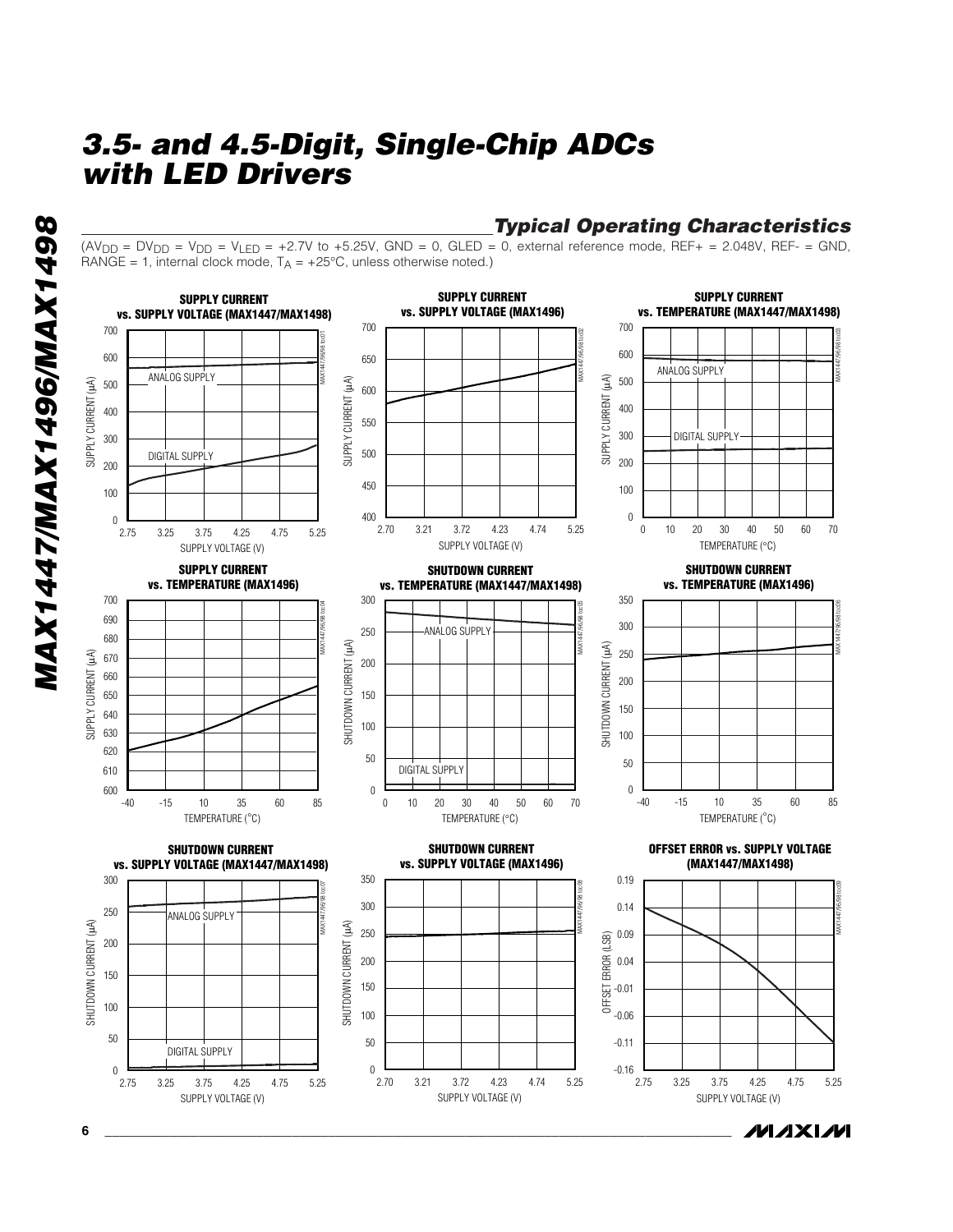## Typical Operating Characteristics

($AV_{DD} = DV_{DD} = V_{DD} = V_{LED}$ = +2.7V to +5.25V, GND = 0, GLED = 0, external reference mode, REF+ = 2.048V, REF- = GND, RANGE = 1, internal clock mode, $T_A$ = +25°C, unless otherwise noted.)

**SUPPLY CURRENT vs. SUPPLY VOLTAGE (MAX1447/MAX1498)**

MAX1447/96/98 toc01

SUPPLY CURRENT (µA)

700
600
500
400
300
200
100
0

ANALOG SUPPLY

DIGITAL SUPPLY

2.75 3.25 3.75 4.25 4.75 5.25

SUPPLY VOLTAGE (V)

**SUPPLY CURRENT vs. SUPPLY VOLTAGE (MAX1496)**

MAX1447/96/98 toc02

SUPPLY CURRENT (µA)

700
650
600
550
500
450
400

2.70 3.21 3.72 4.23 4.74 5.25

SUPPLY VOLTAGE (V)

**SUPPLY CURRENT vs. TEMPERATURE (MAX1447/MAX1498)**

MAX1447/96/98 toc03

SUPPLY CURRENT (µA)

700
600
500
400
300
200
100
0

ANALOG SUPPLY

DIGITAL SUPPLY

0 10 20 30 40 50 60 70

TEMPERATURE (°C)

**SUPPLY CURRENT vs. TEMPERATURE (MAX1496)**

MAX1447/96/98 toc04

SUPPLY CURRENT (µA)

700
690
680
670
660
650
640
630
620
610
600

-40 -15 10 35 60 85

TEMPERATURE (°C)

**SHUTDOWN CURRENT vs. TEMPERATURE (MAX1447/MAX1498)**

MAX1447/96/98 toc05

SHUTDOWN CURRENT (µA)

300
250
200
150
100
50
0

ANALOG SUPPLY

DIGITAL SUPPLY

0 10 20 30 40 50 60 70

TEMPERATURE (°C)

**SHUTDOWN CURRENT vs. TEMPERATURE (MAX1496)**

MAX1447/96/98 toc06

SHUTDOWN CURRENT (µA)

350
300
250
200
150
100
50
0

-40 -15 10 35 60 85

TEMPERATURE (°C)

**SHUTDOWN CURRENT vs. SUPPLY VOLTAGE (MAX1447/MAX1498)**

MAX1447/96/98 toc07

SHUTDOWN CURRENT (µA)

300
250
200
150
100
50
0

ANALOG SUPPLY

DIGITAL SUPPLY

2.75 3.25 3.75 4.25 4.75 5.25

SUPPLY VOLTAGE (V)

**SHUTDOWN CURRENT vs. SUPPLY VOLTAGE (MAX1496)**

MAX1447/96/98 toc08

SHUTDOWN CURRENT (µA)

350
300
250
200
150
100
50
0

2.70 3.21 3.72 4.23 4.74 5.25

SUPPLY VOLTAGE (V)

**OFFSET ERROR vs. SUPPLY VOLTAGE (MAX1447/MAX1498)**

MAX1447/96/98 toc09

OFFSET ERROR (LSB)

0.19
0.14
0.09
0.04
-0.01
-0.06
-0.11
-0.16

2.75 3.25 3.75 4.25 4.75 5.25

SUPPLY VOLTAGE (V)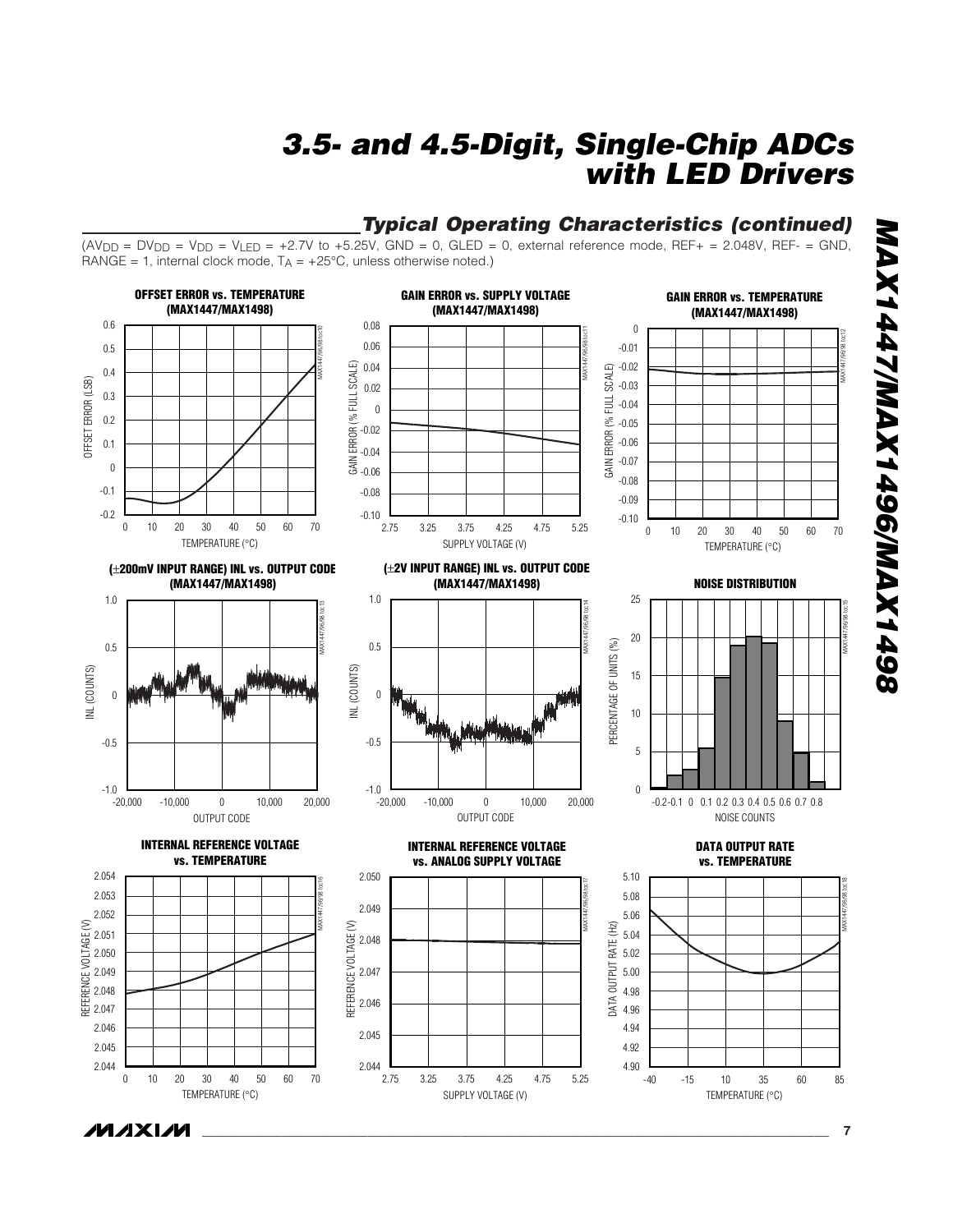## Typical Operating Characteristics (continued)

($AV_{DD} = DV_{DD} = V_{DD} = V_{LED}$ = +2.7V to +5.25V, GND = 0, GLED = 0, external reference mode, REF+ = 2.048V, REF- = GND, RANGE = 1, internal clock mode, $T_A$ = +25°C, unless otherwise noted.)

**OFFSET ERROR vs. TEMPERATURE (MAX1447/MAX1498)**

OFFSET ERROR (LSB)
0.6
0.5
0.4
0.3
0.2
0.1
0
-0.1
-0.2
TEMPERATURE (°C)
0 10 20 30 40 50 60 70
MAX1447/96/98 toc10

**GAIN ERROR vs. SUPPLY VOLTAGE (MAX1447/MAX1498)**

GAIN ERROR (% FULL SCALE)
0.08
0.06
0.04
0.02
0
-0.02
-0.04
-0.06
-0.08
-0.10
SUPPLY VOLTAGE (V)
2.75 3.25 3.75 4.25 4.75 5.25
MAX1447/96/98 toc11

**GAIN ERROR vs. TEMPERATURE (MAX1447/MAX1498)**

GAIN ERROR (% FULL SCALE)
0
-0.01
-0.02
-0.03
-0.04
-0.05
-0.06
-0.07
-0.08
-0.09
-0.10
TEMPERATURE (°C)
0 10 20 30 40 50 60 70
MAX1447/96/98 toc12

**(±200mV INPUT RANGE) INL vs. OUTPUT CODE (MAX1447/MAX1498)**

INL (COUNTS)
1.0
0.5
0
-0.5
-1.0
OUTPUT CODE
-20,000 -10,000 0 10,000 20,000
MAX1447/96/98 toc13

**(±2V INPUT RANGE) INL vs. OUTPUT CODE (MAX1447/MAX1498)**

INL (COUNTS)
1.0
0.5
0
-0.5
-1.0
OUTPUT CODE
-20,000 -10,000 0 10,000 20,000
MAX1447/96/98 toc14

**NOISE DISTRIBUTION**

PERCENTAGE OF UNITS (%)
25
20
15
10
5
0
NOISE COUNTS
-0.2 -0.1 0 0.1 0.2 0.3 0.4 0.5 0.6 0.7 0.8
MAX1447/96/98 toc15

**INTERNAL REFERENCE VOLTAGE vs. TEMPERATURE**

REFERENCE VOLTAGE (V)
2.054
2.053
2.052
2.051
2.050
2.049
2.048
2.047
2.046
2.045
2.044
TEMPERATURE (°C)
0 10 20 30 40 50 60 70
MAX1447/96/98 toc16

**INTERNAL REFERENCE VOLTAGE vs. ANALOG SUPPLY VOLTAGE**

REFERENCE VOLTAGE (V)
2.050
2.049
2.048
2.047
2.046
2.045
2.044
SUPPLY VOLTAGE (V)
2.75 3.25 3.75 4.25 4.75 5.25
MAX1447/96/98 toc17

**DATA OUTPUT RATE vs. TEMPERATURE**

DATA OUTPUT RATE (Hz)
5.10
5.08
5.06
5.04
5.02
5.00
4.98
4.96
4.94
4.92
4.90
TEMPERATURE (°C)
-40 -15 10 35 60 85
MAX1447/96/98 toc18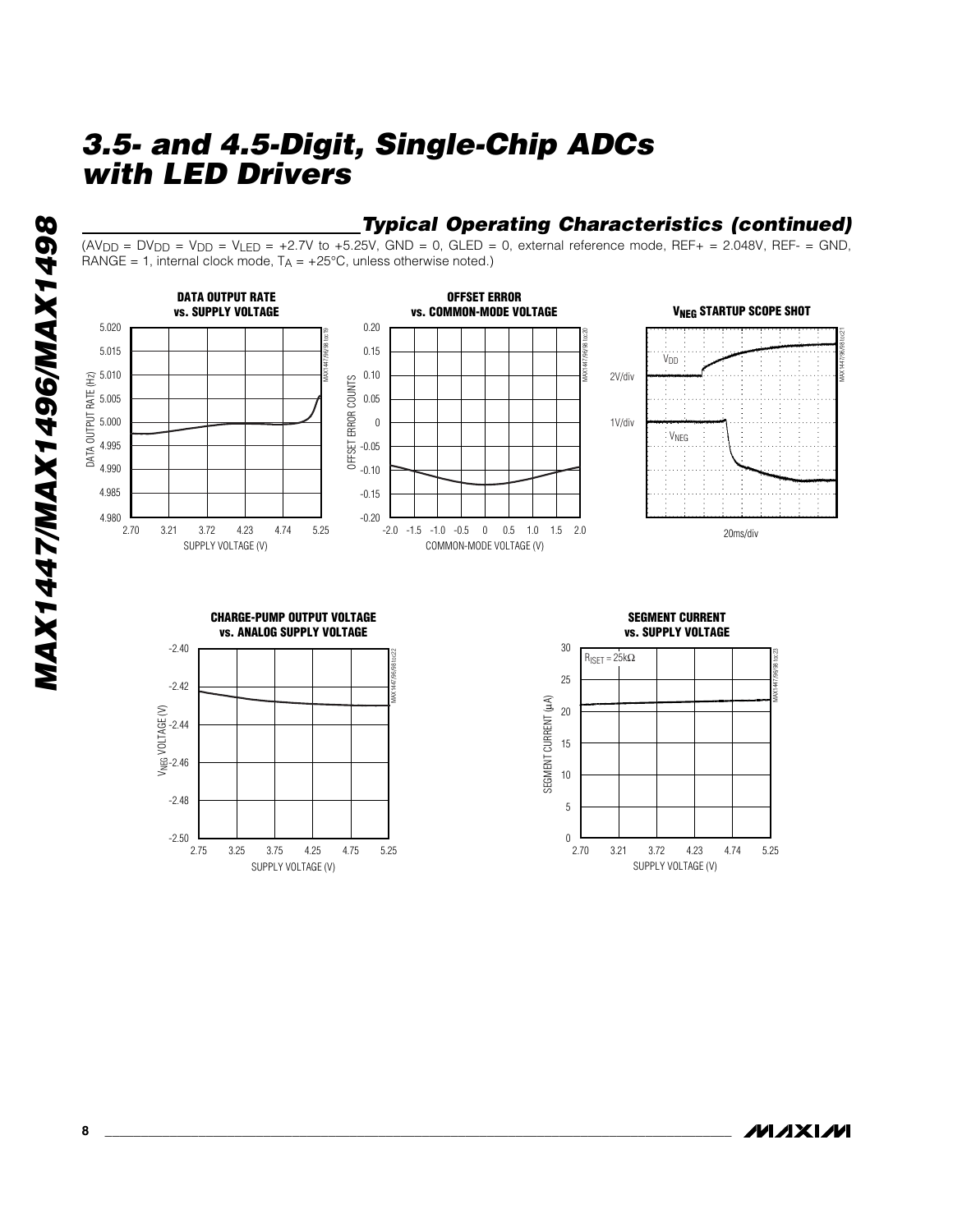## Typical Operating Characteristics (continued)

($AV_{DD}$ = $DV_{DD}$ = $V_{DD}$ = $V_{LED}$ = +2.7V to +5.25V, GND = 0, GLED = 0, external reference mode, REF+ = 2.048V, REF- = GND, RANGE = 1, internal clock mode, $T_A$ = +25°C, unless otherwise noted.)

**DATA OUTPUT RATE vs. SUPPLY VOLTAGE**

MAX1447/96/98 toc19

DATA OUTPUT RATE (Hz)

5.020, 5.015, 5.010, 5.005, 5.000, 4.995, 4.990, 4.985, 4.980

SUPPLY VOLTAGE (V)

2.70, 3.21, 3.72, 4.23, 4.74, 5.25

**OFFSET ERROR vs. COMMON-MODE VOLTAGE**

MAX1447/96/98 toc20

OFFSET ERROR COUNTS

0.20, 0.15, 0.10, 0.05, 0, -0.05, -0.10, -0.15, -0.20

COMMON-MODE VOLTAGE (V)

-2.0, -1.5, -1.0, -0.5, 0, 0.5, 1.0, 1.5, 2.0

**$V_{NEG}$ STARTUP SCOPE SHOT**

MAX1447/96/98 toc21

$V_{DD}$

2V/div

1V/div

$V_{NEG}$

20ms/div

**CHARGE-PUMP OUTPUT VOLTAGE vs. ANALOG SUPPLY VOLTAGE**

MAX1447/96/98 toc22

$V_{NEG}$ VOLTAGE (V)

-2.40, -2.42, -2.44, -2.46, -2.48, -2.50

SUPPLY VOLTAGE (V)

2.75, 3.25, 3.75, 4.25, 4.75, 5.25

**SEGMENT CURRENT vs. SUPPLY VOLTAGE**

MAX1447/96/98 toc23

$R_{ISET}$ = 25kΩ

SEGMENT CURRENT (µA)

30, 25, 20, 15, 10, 5, 0

SUPPLY VOLTAGE (V)

2.70, 3.21, 3.72, 4.23, 4.74, 5.25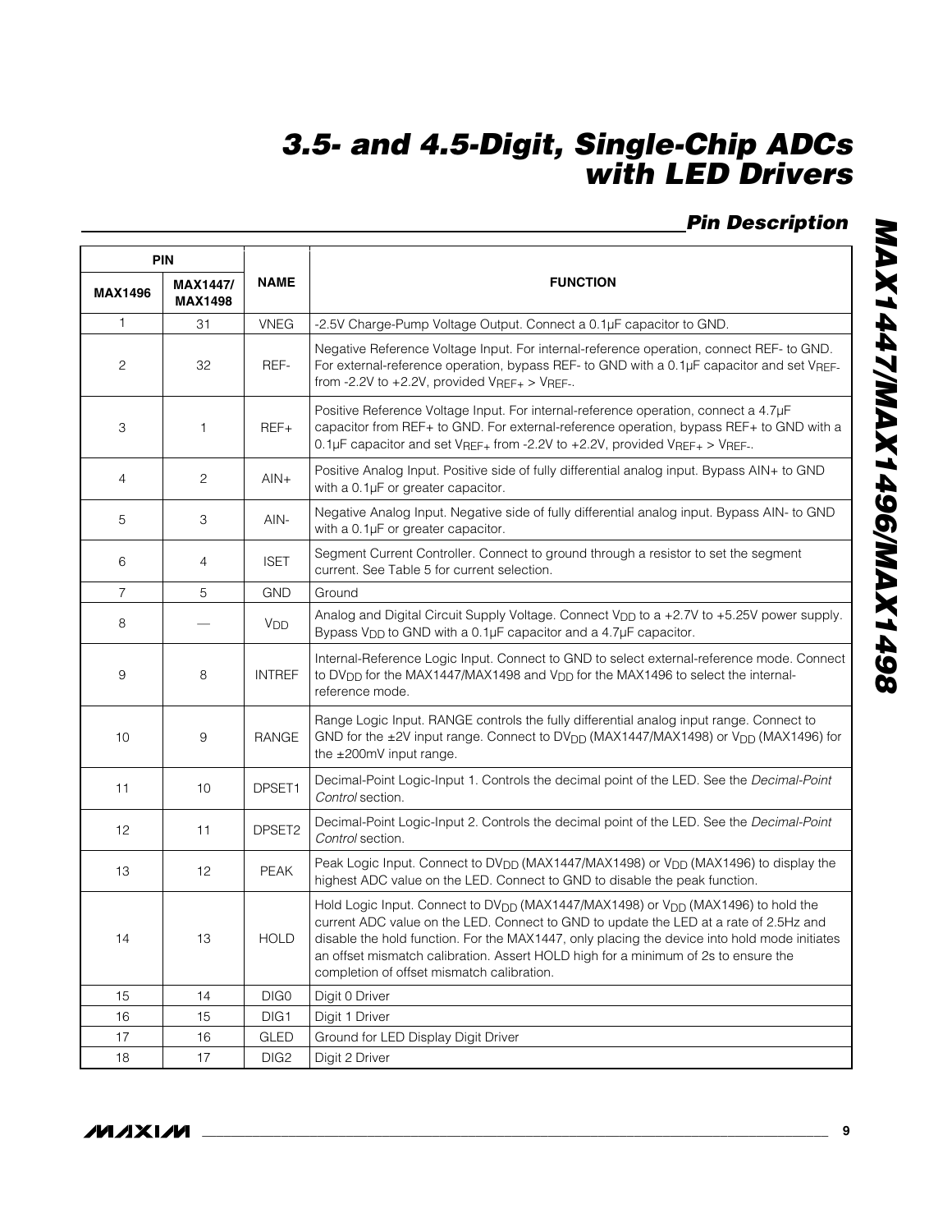## Pin Description

| PIN | | NAME | FUNCTION |
|---|---|---|---|
| MAX1496 | MAX1447/ MAX1498 | | |
| 1 | 31 | VNEG | -2.5V Charge-Pump Voltage Output. Connect a 0.1µF capacitor to GND. |
| 2 | 32 | REF- | Negative Reference Voltage Input. For internal-reference operation, connect REF- to GND. For external-reference operation, bypass REF- to GND with a 0.1µF capacitor and set $V_{REF-}$ from -2.2V to +2.2V, provided $V_{REF+} > V_{REF-}$. |
| 3 | 1 | REF+ | Positive Reference Voltage Input. For internal-reference operation, connect a 4.7µF capacitor from REF+ to GND. For external-reference operation, bypass REF+ to GND with a 0.1µF capacitor and set $V_{REF+}$ from -2.2V to +2.2V, provided $V_{REF+} > V_{REF-}$. |
| 4 | 2 | AIN+ | Positive Analog Input. Positive side of fully differential analog input. Bypass AIN+ to GND with a 0.1µF or greater capacitor. |
| 5 | 3 | AIN- | Negative Analog Input. Negative side of fully differential analog input. Bypass AIN- to GND with a 0.1µF or greater capacitor. |
| 6 | 4 | ISET | Segment Current Controller. Connect to ground through a resistor to set the segment current. See Table 5 for current selection. |
| 7 | 5 | GND | Ground |
| 8 | — | $V_{DD}$ | Analog and Digital Circuit Supply Voltage. Connect $V_{DD}$ to a +2.7V to +5.25V power supply. Bypass $V_{DD}$ to GND with a 0.1µF capacitor and a 4.7µF capacitor. |
| 9 | 8 | INTREF | Internal-Reference Logic Input. Connect to GND to select external-reference mode. Connect to $DV_{DD}$ for the MAX1447/MAX1498 and $V_{DD}$ for the MAX1496 to select the internal-reference mode. |
| 10 | 9 | RANGE | Range Logic Input. RANGE controls the fully differential analog input range. Connect to GND for the ±2V input range. Connect to $DV_{DD}$ (MAX1447/MAX1498) or $V_{DD}$ (MAX1496) for the ±200mV input range. |
| 11 | 10 | DPSET1 | Decimal-Point Logic-Input 1. Controls the decimal point of the LED. See the *Decimal-Point Control* section. |
| 12 | 11 | DPSET2 | Decimal-Point Logic-Input 2. Controls the decimal point of the LED. See the *Decimal-Point Control* section. |
| 13 | 12 | PEAK | Peak Logic Input. Connect to $DV_{DD}$ (MAX1447/MAX1498) or $V_{DD}$ (MAX1496) to display the highest ADC value on the LED. Connect to GND to disable the peak function. |
| 14 | 13 | HOLD | Hold Logic Input. Connect to $DV_{DD}$ (MAX1447/MAX1498) or $V_{DD}$ (MAX1496) to hold the current ADC value on the LED. Connect to GND to update the LED at a rate of 2.5Hz and disable the hold function. For the MAX1447, only placing the device into hold mode initiates an offset mismatch calibration. Assert HOLD high for a minimum of 2s to ensure the completion of offset mismatch calibration. |
| 15 | 14 | DIG0 | Digit 0 Driver |
| 16 | 15 | DIG1 | Digit 1 Driver |
| 17 | 16 | GLED | Ground for LED Display Digit Driver |
| 18 | 17 | DIG2 | Digit 2 Driver |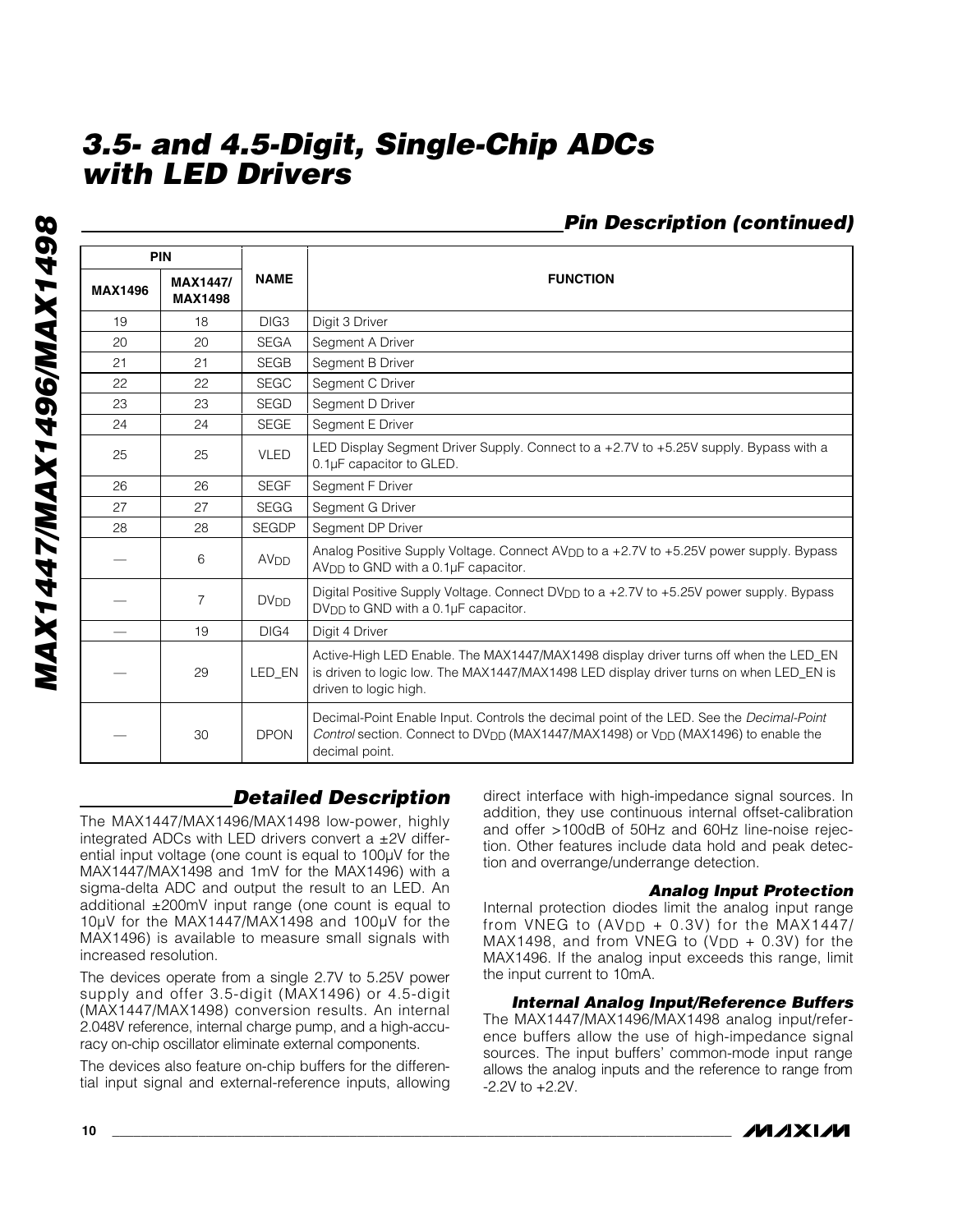## Pin Description (continued)

| PIN | | NAME | FUNCTION |
|---|---|---|---|
| MAX1496 | MAX1447/ MAX1498 | | |
| 19 | 18 | DIG3 | Digit 3 Driver |
| 20 | 20 | SEGA | Segment A Driver |
| 21 | 21 | SEGB | Segment B Driver |
| 22 | 22 | SEGC | Segment C Driver |
| 23 | 23 | SEGD | Segment D Driver |
| 24 | 24 | SEGE | Segment E Driver |
| 25 | 25 | VLED | LED Display Segment Driver Supply. Connect to a +2.7V to +5.25V supply. Bypass with a 0.1µF capacitor to GLED. |
| 26 | 26 | SEGF | Segment F Driver |
| 27 | 27 | SEGG | Segment G Driver |
| 28 | 28 | SEGDP | Segment DP Driver |
| — | 6 | $AV_{DD}$ | Analog Positive Supply Voltage. Connect $AV_{DD}$ to a +2.7V to +5.25V power supply. Bypass $AV_{DD}$ to GND with a 0.1µF capacitor. |
| — | 7 | $DV_{DD}$ | Digital Positive Supply Voltage. Connect $DV_{DD}$ to a +2.7V to +5.25V power supply. Bypass $DV_{DD}$ to GND with a 0.1µF capacitor. |
| — | 19 | DIG4 | Digit 4 Driver |
| — | 29 | LED_EN | Active-High LED Enable. The MAX1447/MAX1498 display driver turns off when the LED_EN is driven to logic low. The MAX1447/MAX1498 LED display driver turns on when LED_EN is driven to logic high. |
| — | 30 | DPON | Decimal-Point Enable Input. Controls the decimal point of the LED. See the *Decimal-Point Control* section. Connect to $DV_{DD}$ (MAX1447/MAX1498) or $V_{DD}$ (MAX1496) to enable the decimal point. |

## Detailed Description

The MAX1447/MAX1496/MAX1498 low-power, highly integrated ADCs with LED drivers convert a ±2V differential input voltage (one count is equal to 100µV for the MAX1447/MAX1498 and 1mV for the MAX1496) with a sigma-delta ADC and output the result to an LED. An additional ±200mV input range (one count is equal to 10µV for the MAX1447/MAX1498 and 100µV for the MAX1496) is available to measure small signals with increased resolution.

The devices operate from a single 2.7V to 5.25V power supply and offer 3.5-digit (MAX1496) or 4.5-digit (MAX1447/MAX1498) conversion results. An internal 2.048V reference, internal charge pump, and a high-accuracy on-chip oscillator eliminate external components.

The devices also feature on-chip buffers for the differential input signal and external-reference inputs, allowing direct interface with high-impedance signal sources. In addition, they use continuous internal offset-calibration and offer >100dB of 50Hz and 60Hz line-noise rejection. Other features include data hold and peak detection and overrange/underrange detection.

### Analog Input Protection

Internal protection diodes limit the analog input range from VNEG to ($AV_{DD}$ + 0.3V) for the MAX1447/MAX1498, and from VNEG to ($V_{DD}$ + 0.3V) for the MAX1496. If the analog input exceeds this range, limit the input current to 10mA.

### Internal Analog Input/Reference Buffers

The MAX1447/MAX1496/MAX1498 analog input/reference buffers allow the use of high-impedance signal sources. The input buffers' common-mode input range allows the analog inputs and the reference to range from -2.2V to +2.2V.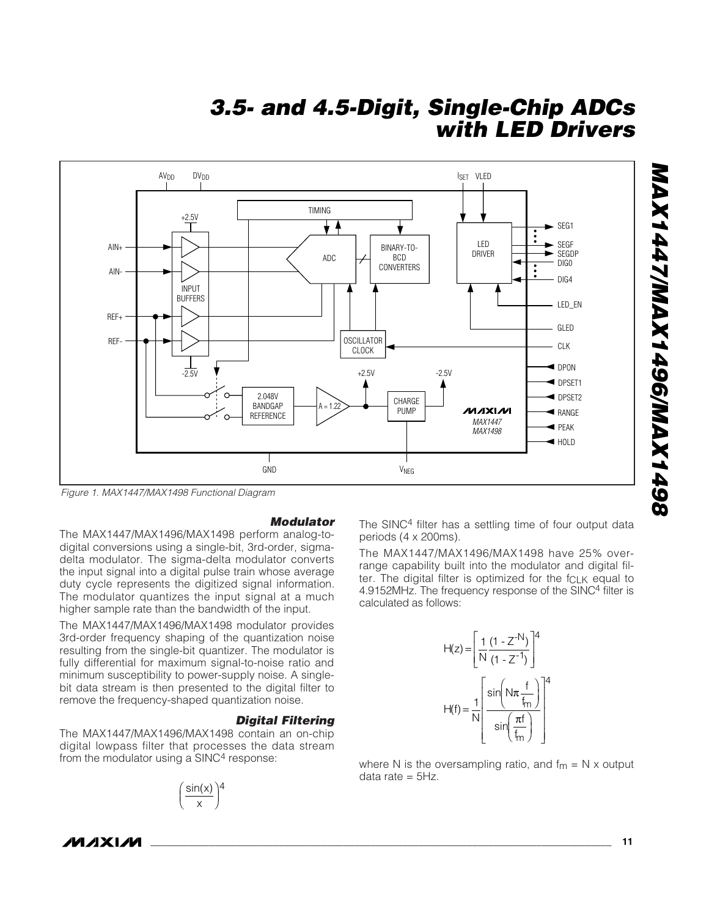AV$_{DD}$ DV$_{DD}$ I$_{SET}$ VLED

TIMING

+2.5V

AIN+

AIN-

INPUT BUFFERS

REF+

REF-

-2.5V

ADC

BINARY-TO-BCD CONVERTERS

LED DRIVER

SEG1

SEGF

SEGDP

DIG0

DIG4

LED_EN

GLED

OSCILLATOR CLOCK

CLK

DPON

DPSET1

DPSET2

RANGE

PEAK

HOLD

2.048V BANDGAP REFERENCE

A = 1.22

+2.5V

-2.5V

CHARGE PUMP

MAXIM

MAX1447

MAX1498

GND

V$_{NEG}$

*Figure 1. MAX1447/MAX1498 Functional Diagram*

### *Modulator*

The MAX1447/MAX1496/MAX1498 perform analog-to-digital conversions using a single-bit, 3rd-order, sigma-delta modulator. The sigma-delta modulator converts the input signal into a digital pulse train whose average duty cycle represents the digitized signal information. The modulator quantizes the input signal at a much higher sample rate than the bandwidth of the input.

The MAX1447/MAX1496/MAX1498 modulator provides 3rd-order frequency shaping of the quantization noise resulting from the single-bit quantizer. The modulator is fully differential for maximum signal-to-noise ratio and minimum susceptibility to power-supply noise. A single-bit data stream is then presented to the digital filter to remove the frequency-shaped quantization noise.

### *Digital Filtering*

The MAX1447/MAX1496/MAX1498 contain an on-chip digital lowpass filter that processes the data stream from the modulator using a SINC$^4$ response:

$$\left(\frac{\sin(x)}{x}\right)^4$$

The SINC$^4$ filter has a settling time of four output data periods (4 x 200ms).

The MAX1447/MAX1496/MAX1498 have 25% overrange capability built into the modulator and digital filter. The digital filter is optimized for the $f_{CLK}$ equal to 4.9152MHz. The frequency response of the SINC$^4$ filter is calculated as follows:

$$H(z) = \left[\frac{1}{N}\frac{(1 - Z^{-N})}{(1 - Z^{-1})}\right]^4$$

$$H(f) = \frac{1}{N}\left[\frac{\sin\left(N\pi\frac{f}{f_m}\right)}{\sin\left(\frac{\pi f}{f_m}\right)}\right]^4$$

where N is the oversampling ratio, and $f_m$ = N x output data rate = 5Hz.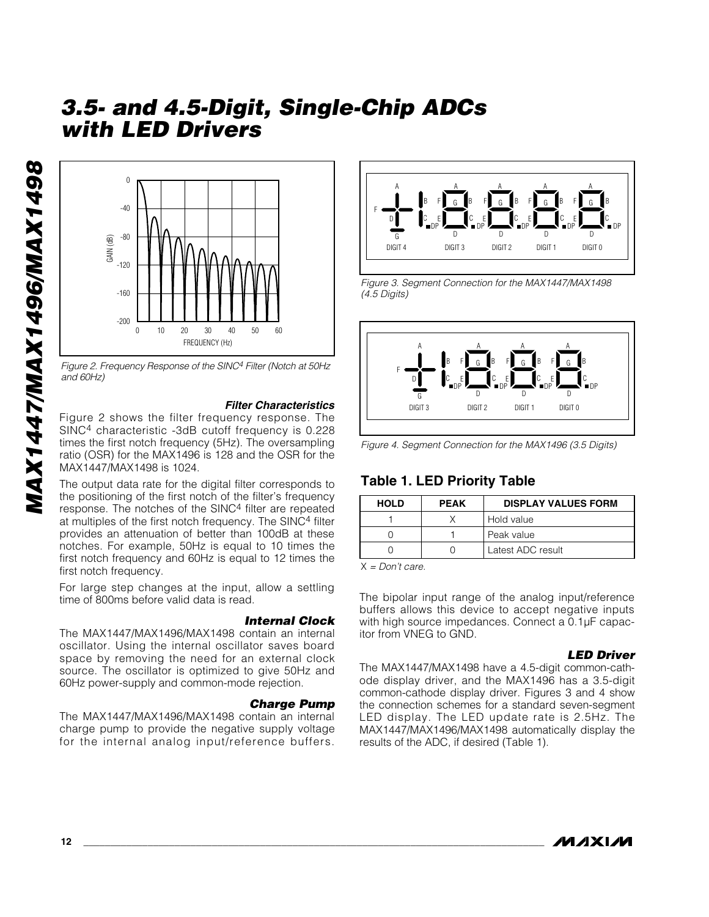# 3.5- and 4.5-Digit, Single-Chip ADCs with LED Drivers

0
-40
-80
-120
-160
-200
GAIN (dB)
0 10 20 30 40 50 60
FREQUENCY (Hz)

*Figure 2. Frequency Response of the SINC⁴ Filter (Notch at 50Hz and 60Hz)*

### *Filter Characteristics*

Figure 2 shows the filter frequency response. The $SINC^4$ characteristic -3dB cutoff frequency is 0.228 times the first notch frequency (5Hz). The oversampling ratio (OSR) for the MAX1496 is 128 and the OSR for the MAX1447/MAX1498 is 1024.

The output data rate for the digital filter corresponds to the positioning of the first notch of the filter's frequency response. The notches of the $SINC^4$ filter are repeated at multiples of the first notch frequency. The $SINC^4$ filter provides an attenuation of better than 100dB at these notches. For example, 50Hz is equal to 10 times the first notch frequency and 60Hz is equal to 12 times the first notch frequency.

For large step changes at the input, allow a settling time of 800ms before valid data is read.

### *Internal Clock*

The MAX1447/MAX1496/MAX1498 contain an internal oscillator. Using the internal oscillator saves board space by removing the need for an external clock source. The oscillator is optimized to give 50Hz and 60Hz power-supply and common-mode rejection.

### *Charge Pump*

The MAX1447/MAX1496/MAX1498 contain an internal charge pump to provide the negative supply voltage for the internal analog input/reference buffers. The bipolar input range of the analog input/reference buffers allows this device to accept negative inputs with high source impedances. Connect a 0.1µF capacitor from VNEG to GND.

A A A A A
F B F G B F G B F G B F G B
D C E DP C E DP C E DP C E DP C DP
G D D D D
DIGIT 4 DIGIT 3 DIGIT 2 DIGIT 1 DIGIT 0

*Figure 3. Segment Connection for the MAX1447/MAX1498 (4.5 Digits)*

A A A A
F B F G B F G B F G B
D C E DP C E DP C E DP C DP
G D D D
DIGIT 3 DIGIT 2 DIGIT 1 DIGIT 0

*Figure 4. Segment Connection for the MAX1496 (3.5 Digits)*

## Table 1. LED Priority Table

| HOLD | PEAK | DISPLAY VALUES FORM |
|---|---|---|
| 1 | X | Hold value |
| 0 | 1 | Peak value |
| 0 | 0 | Latest ADC result |

*X = Don't care.*

### *LED Driver*

The MAX1447/MAX1498 have a 4.5-digit common-cathode display driver, and the MAX1496 has a 3.5-digit common-cathode display driver. Figures 3 and 4 show the connection schemes for a standard seven-segment LED display. The LED update rate is 2.5Hz. The MAX1447/MAX1496/MAX1498 automatically display the results of the ADC, if desired (Table 1).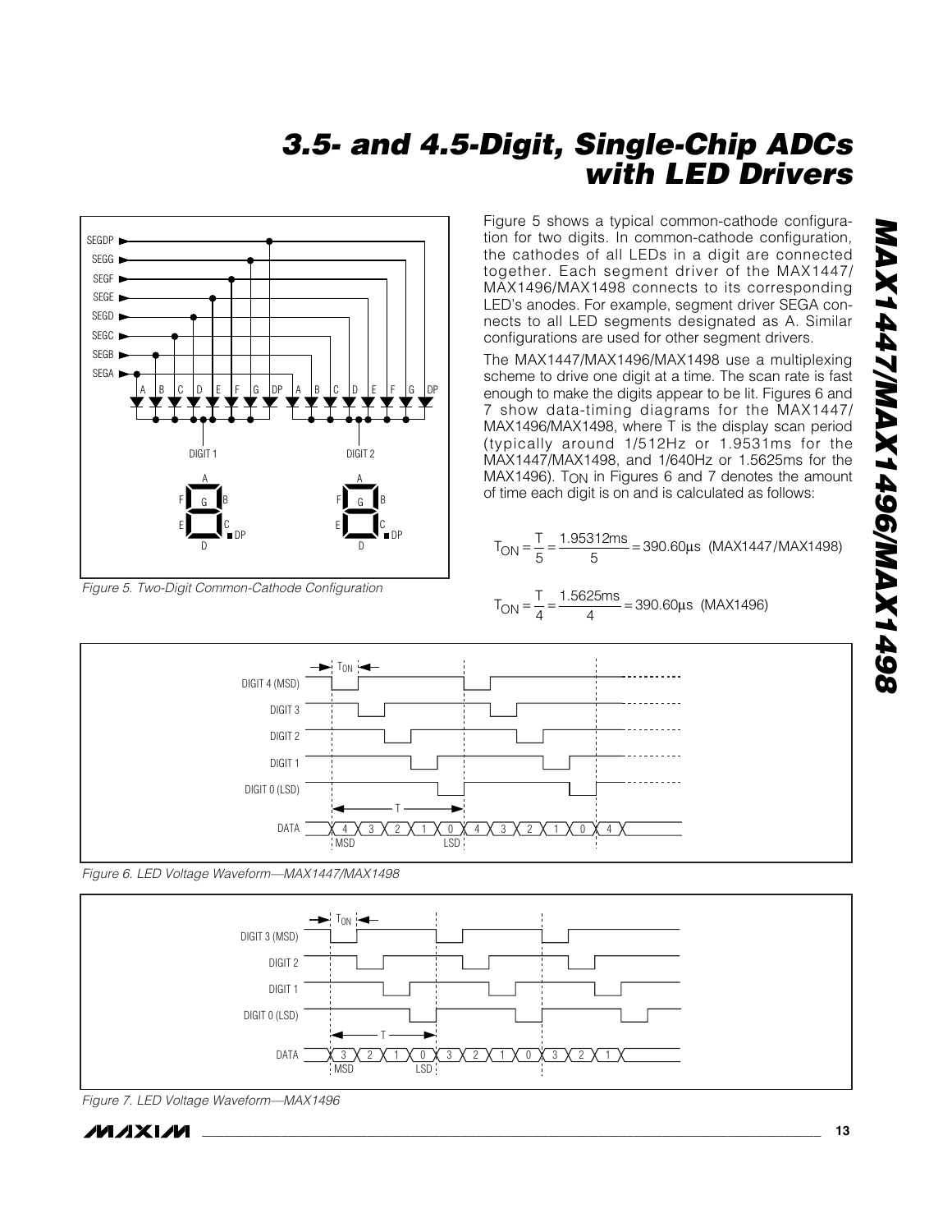SEGDP
SEGG
SEGF
SEGE
SEGD
SEGC
SEGB
SEGA
A B C D E F G DP A B C D E F G DP
DIGIT 1
DIGIT 2
A
F G B
E C
DP
D

*Figure 5. Two-Digit Common-Cathode Configuration*

Figure 5 shows a typical common-cathode configuration for two digits. In common-cathode configuration, the cathodes of all LEDs in a digit are connected together. Each segment driver of the MAX1447/MAX1496/MAX1498 connects to its corresponding LED's anodes. For example, segment driver SEGA connects to all LED segments designated as A. Similar configurations are used for other segment drivers.

The MAX1447/MAX1496/MAX1498 use a multiplexing scheme to drive one digit at a time. The scan rate is fast enough to make the digits appear to be lit. Figures 6 and 7 show data-timing diagrams for the MAX1447/MAX1496/MAX1498, where T is the display scan period (typically around 1/512Hz or 1.9531ms for the MAX1447/MAX1498, and 1/640Hz or 1.5625ms for the MAX1496). $T_{ON}$ in Figures 6 and 7 denotes the amount of time each digit is on and is calculated as follows:

$$T_{ON} = \frac{T}{5} = \frac{1.95312\text{ms}}{5} = 390.60\mu\text{s} \quad \text{(MAX1447/MAX1498)}$$

$$T_{ON} = \frac{T}{4} = \frac{1.5625\text{ms}}{4} = 390.60\mu\text{s} \quad \text{(MAX1496)}$$

$T_{ON}$
DIGIT 4 (MSD)
DIGIT 3
DIGIT 2
DIGIT 1
DIGIT 0 (LSD)
T
DATA 4 3 2 1 0 4 3 2 1 0 4
MSD LSD

*Figure 6. LED Voltage Waveform—MAX1447/MAX1498*

$T_{ON}$
DIGIT 3 (MSD)
DIGIT 2
DIGIT 1
DIGIT 0 (LSD)
T
DATA 3 2 1 0 3 2 1 0 3 2 1
MSD LSD

*Figure 7. LED Voltage Waveform—MAX1496*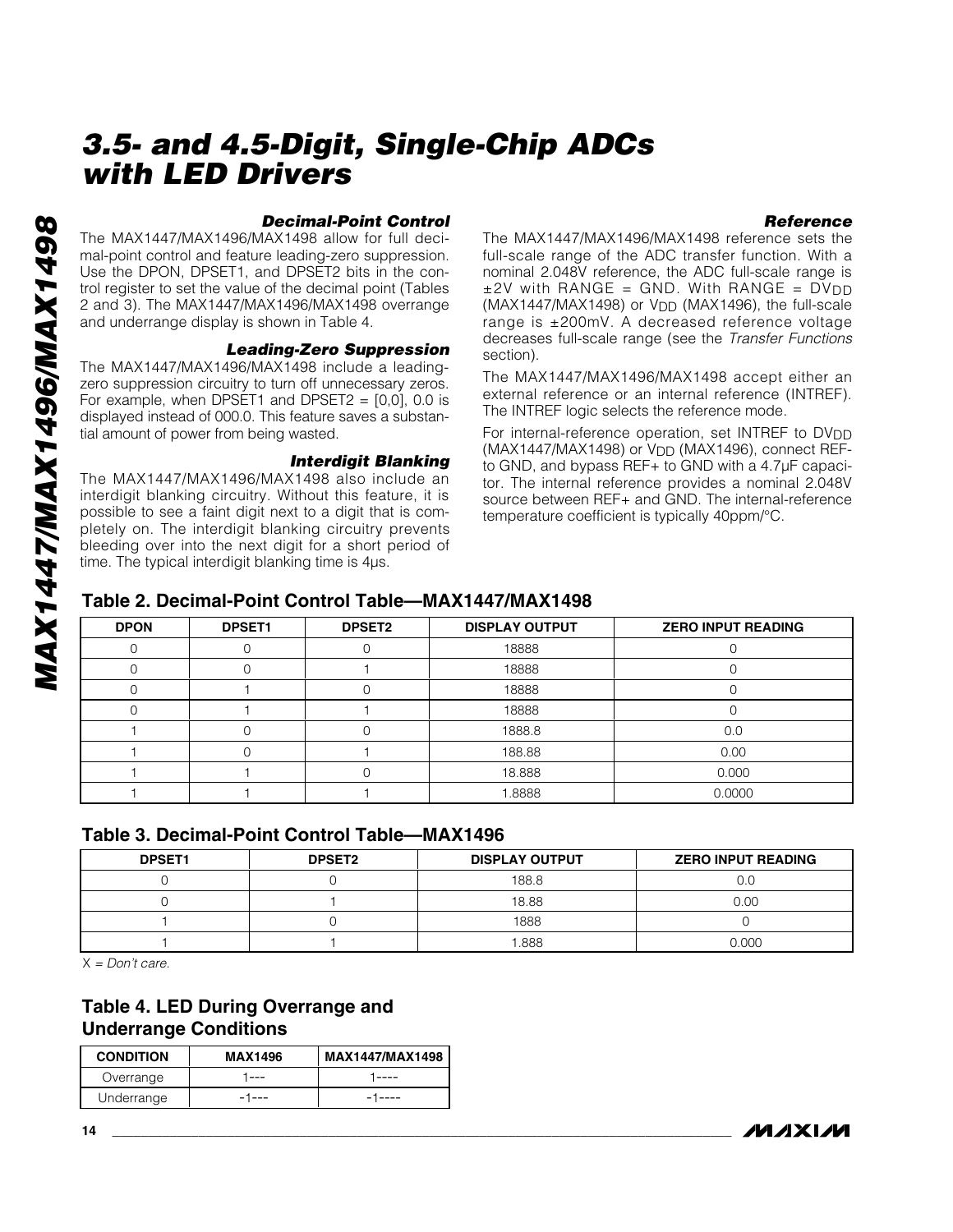# 3.5- and 4.5-Digit, Single-Chip ADCs with LED Drivers

### *Decimal-Point Control*

The MAX1447/MAX1496/MAX1498 allow for full decimal-point control and feature leading-zero suppression. Use the DPON, DPSET1, and DPSET2 bits in the control register to set the value of the decimal point (Tables 2 and 3). The MAX1447/MAX1496/MAX1498 overrange and underrange display is shown in Table 4.

### *Leading-Zero Suppression*

The MAX1447/MAX1496/MAX1498 include a leading-zero suppression circuitry to turn off unnecessary zeros. For example, when DPSET1 and DPSET2 = [0,0], 0.0 is displayed instead of 000.0. This feature saves a substantial amount of power from being wasted.

### *Interdigit Blanking*

The MAX1447/MAX1496/MAX1498 also include an interdigit blanking circuitry. Without this feature, it is possible to see a faint digit next to a digit that is completely on. The interdigit blanking circuitry prevents bleeding over into the next digit for a short period of time. The typical interdigit blanking time is 4µs.

### *Reference*

The MAX1447/MAX1496/MAX1498 reference sets the full-scale range of the ADC transfer function. With a nominal 2.048V reference, the ADC full-scale range is ±2V with RANGE = GND. With RANGE = $DV_{DD}$ (MAX1447/MAX1498) or $V_{DD}$ (MAX1496), the full-scale range is ±200mV. A decreased reference voltage decreases full-scale range (see the *Transfer Functions* section).

The MAX1447/MAX1496/MAX1498 accept either an external reference or an internal reference (INTREF). The INTREF logic selects the reference mode.

For internal-reference operation, set INTREF to $DV_{DD}$ (MAX1447/MAX1498) or $V_{DD}$ (MAX1496), connect REF- to GND, and bypass REF+ to GND with a 4.7µF capacitor. The internal reference provides a nominal 2.048V source between REF+ and GND. The internal-reference temperature coefficient is typically 40ppm/°C.

**Table 2. Decimal-Point Control Table—MAX1447/MAX1498**

| DPON | DPSET1 | DPSET2 | DISPLAY OUTPUT | ZERO INPUT READING |
|---|---|---|---|---|
| 0 | 0 | 0 | 18888 | 0 |
| 0 | 0 | 1 | 18888 | 0 |
| 0 | 1 | 0 | 18888 | 0 |
| 0 | 1 | 1 | 18888 | 0 |
| 1 | 0 | 0 | 1888.8 | 0.0 |
| 1 | 0 | 1 | 188.88 | 0.00 |
| 1 | 1 | 0 | 18.888 | 0.000 |
| 1 | 1 | 1 | 1.8888 | 0.0000 |

**Table 3. Decimal-Point Control Table—MAX1496**

| DPSET1 | DPSET2 | DISPLAY OUTPUT | ZERO INPUT READING |
|---|---|---|---|
| 0 | 0 | 188.8 | 0.0 |
| 0 | 1 | 18.88 | 0.00 |
| 1 | 0 | 1888 | 0 |
| 1 | 1 | 1.888 | 0.000 |

X = *Don't care.*

**Table 4. LED During Overrange and Underrange Conditions**

| CONDITION | MAX1496 | MAX1447/MAX1498 |
|---|---|---|
| Overrange | 1--- | 1---- |
| Underrange | -1--- | -1---- |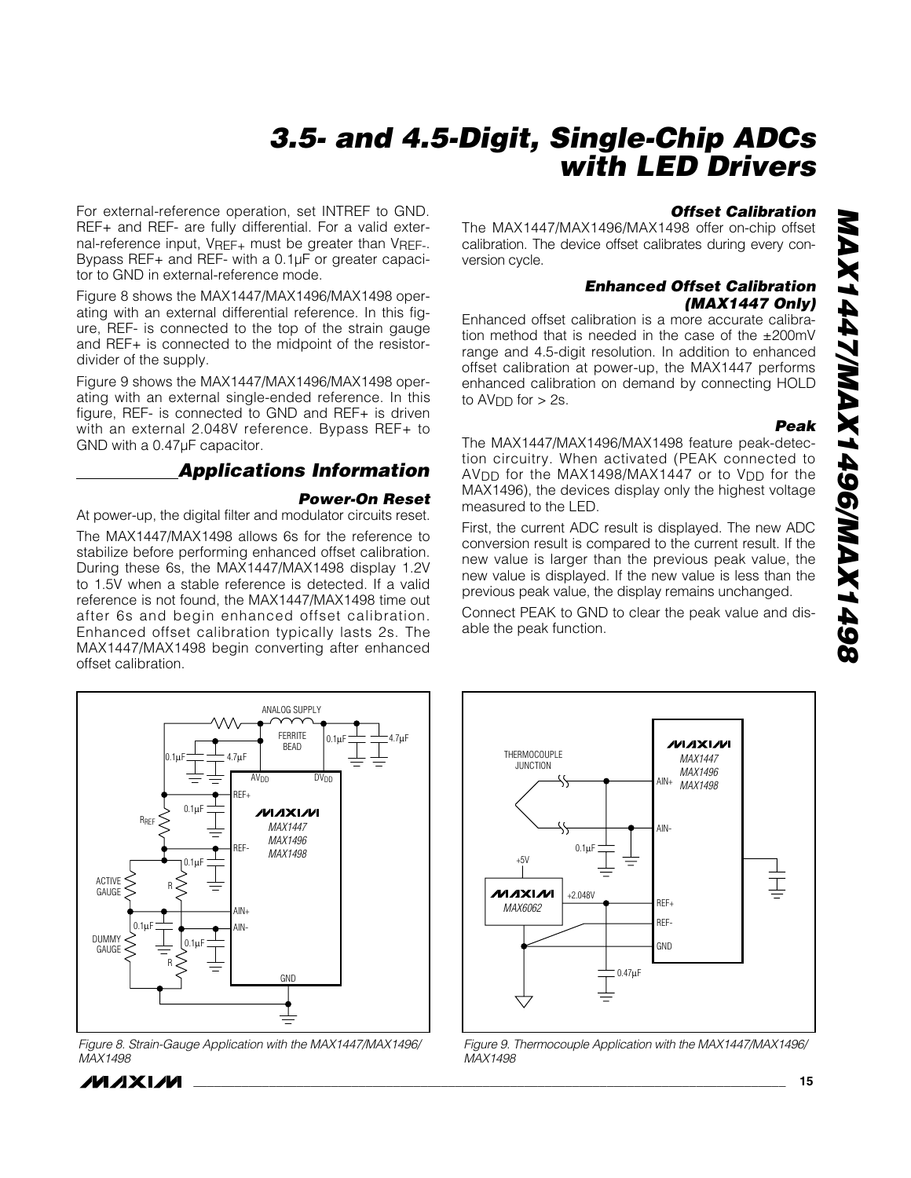For external-reference operation, set INTREF to GND. REF+ and REF- are fully differential. For a valid external-reference input, $V_{REF+}$ must be greater than $V_{REF-}$. Bypass REF+ and REF- with a 0.1µF or greater capacitor to GND in external-reference mode.

Figure 8 shows the MAX1447/MAX1496/MAX1498 operating with an external differential reference. In this figure, REF- is connected to the top of the strain gauge and REF+ is connected to the midpoint of the resistor-divider of the supply.

Figure 9 shows the MAX1447/MAX1496/MAX1498 operating with an external single-ended reference. In this figure, REF- is connected to GND and REF+ is driven with an external 2.048V reference. Bypass REF+ to GND with a 0.47µF capacitor.

## Applications Information

### Power-On Reset

At power-up, the digital filter and modulator circuits reset.

The MAX1447/MAX1498 allows 6s for the reference to stabilize before performing enhanced offset calibration. During these 6s, the MAX1447/MAX1498 display 1.2V to 1.5V when a stable reference is detected. If a valid reference is not found, the MAX1447/MAX1498 time out after 6s and begin enhanced offset calibration. Enhanced offset calibration typically lasts 2s. The MAX1447/MAX1498 begin converting after enhanced offset calibration.

### Offset Calibration

The MAX1447/MAX1496/MAX1498 offer on-chip offset calibration. The device offset calibrates during every conversion cycle.

### Enhanced Offset Calibration (MAX1447 Only)

Enhanced offset calibration is a more accurate calibration method that is needed in the case of the ±200mV range and 4.5-digit resolution. In addition to enhanced offset calibration at power-up, the MAX1447 performs enhanced calibration on demand by connecting HOLD to $AV_{DD}$ for > 2s.

### Peak

The MAX1447/MAX1496/MAX1498 feature peak-detection circuitry. When activated (PEAK connected to $AV_{DD}$ for the MAX1498/MAX1447 or to $V_{DD}$ for the MAX1496), the devices display only the highest voltage measured to the LED.

First, the current ADC result is displayed. The new ADC conversion result is compared to the current result. If the new value is larger than the previous peak value, the new value is displayed. If the new value is less than the previous peak value, the display remains unchanged.

Connect PEAK to GND to clear the peak value and disable the peak function.

ANALOG SUPPLY
FERRITE BEAD
0.1µF
4.7µF
$AV_{DD}$
$DV_{DD}$
REF+
$R_{REF}$
REF-
ACTIVE GAUGE
R
AIN+
AIN-
DUMMY GAUGE
GND
MAXIM
MAX1447
MAX1496
MAX1498

Figure 8. Strain-Gauge Application with the MAX1447/MAX1496/MAX1498

THERMOCOUPLE JUNCTION
AIN+
AIN-
0.1µF
+5V
MAXIM
MAX6062
+2.048V
REF+
REF-
GND
0.47µF
MAXIM
MAX1447
MAX1496
MAX1498

Figure 9. Thermocouple Application with the MAX1447/MAX1496/MAX1498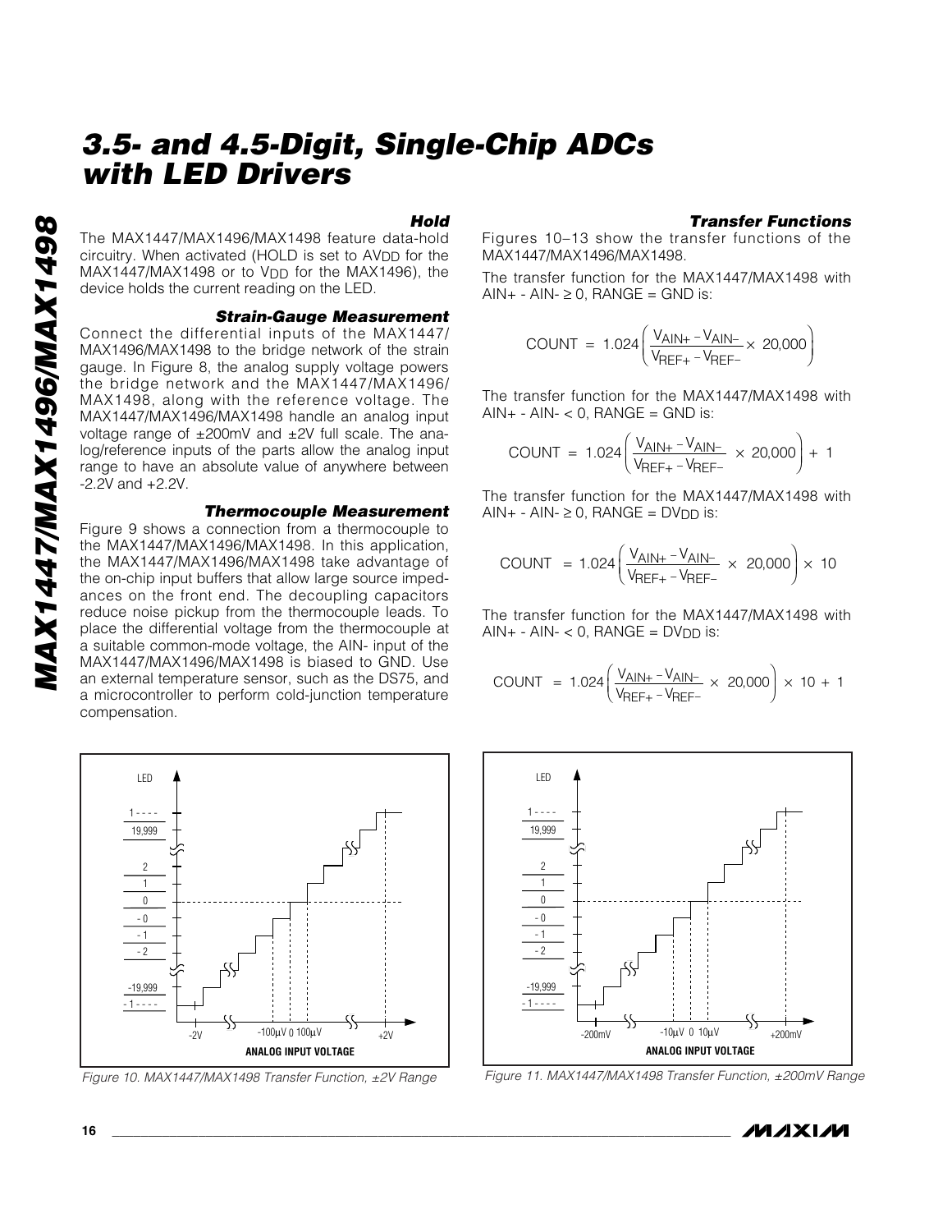### Hold

The MAX1447/MAX1496/MAX1498 feature data-hold circuitry. When activated (HOLD is set to $AV_{DD}$ for the MAX1447/MAX1498 or to $V_{DD}$ for the MAX1496), the device holds the current reading on the LED.

### Strain-Gauge Measurement

Connect the differential inputs of the MAX1447/MAX1496/MAX1498 to the bridge network of the strain gauge. In Figure 8, the analog supply voltage powers the bridge network and the MAX1447/MAX1496/MAX1498, along with the reference voltage. The MAX1447/MAX1496/MAX1498 handle an analog input voltage range of ±200mV and ±2V full scale. The analog/reference inputs of the parts allow the analog input range to have an absolute value of anywhere between -2.2V and +2.2V.

### Thermocouple Measurement

Figure 9 shows a connection from a thermocouple to the MAX1447/MAX1496/MAX1498. In this application, the MAX1447/MAX1496/MAX1498 take advantage of the on-chip input buffers that allow large source impedances on the front end. The decoupling capacitors reduce noise pickup from the thermocouple leads. To place the differential voltage from the thermocouple at a suitable common-mode voltage, the AIN- input of the MAX1447/MAX1496/MAX1498 is biased to GND. Use an external temperature sensor, such as the DS75, and a microcontroller to perform cold-junction temperature compensation.

### Transfer Functions

Figures 10–13 show the transfer functions of the MAX1447/MAX1496/MAX1498.

The transfer function for the MAX1447/MAX1498 with AIN+ - AIN- ≥ 0, RANGE = GND is:

$$COUNT = 1.024\left(\frac{V_{AIN+} - V_{AIN-}}{V_{REF+} - V_{REF-}} \times 20{,}000\right)$$

The transfer function for the MAX1447/MAX1498 with AIN+ - AIN- < 0, RANGE = GND is:

$$COUNT = 1.024\left(\frac{V_{AIN+} - V_{AIN-}}{V_{REF+} - V_{REF-}} \times 20{,}000\right) + 1$$

The transfer function for the MAX1447/MAX1498 with AIN+ - AIN- ≥ 0, RANGE = $DV_{DD}$ is:

$$COUNT = 1.024\left(\frac{V_{AIN+} - V_{AIN-}}{V_{REF+} - V_{REF-}} \times 20{,}000\right) \times 10$$

The transfer function for the MAX1447/MAX1498 with AIN+ - AIN- < 0, RANGE = $DV_{DD}$ is:

$$COUNT = 1.024\left(\frac{V_{AIN+} - V_{AIN-}}{V_{REF+} - V_{REF-}} \times 20{,}000\right) \times 10 + 1$$

LED
1 - - - -
19,999
2
1
0
- 0
- 1
- 2
-19,999
- 1 - - - -
-2V
-100µV 0 100µV
+2V
ANALOG INPUT VOLTAGE

Figure 10. MAX1447/MAX1498 Transfer Function, ±2V Range

LED
1 - - - -
19,999
2
1
0
- 0
- 1
- 2
-19,999
- 1 - - - -
-200mV
-10µV 0 10µV
+200mV
ANALOG INPUT VOLTAGE

Figure 11. MAX1447/MAX1498 Transfer Function, ±200mV Range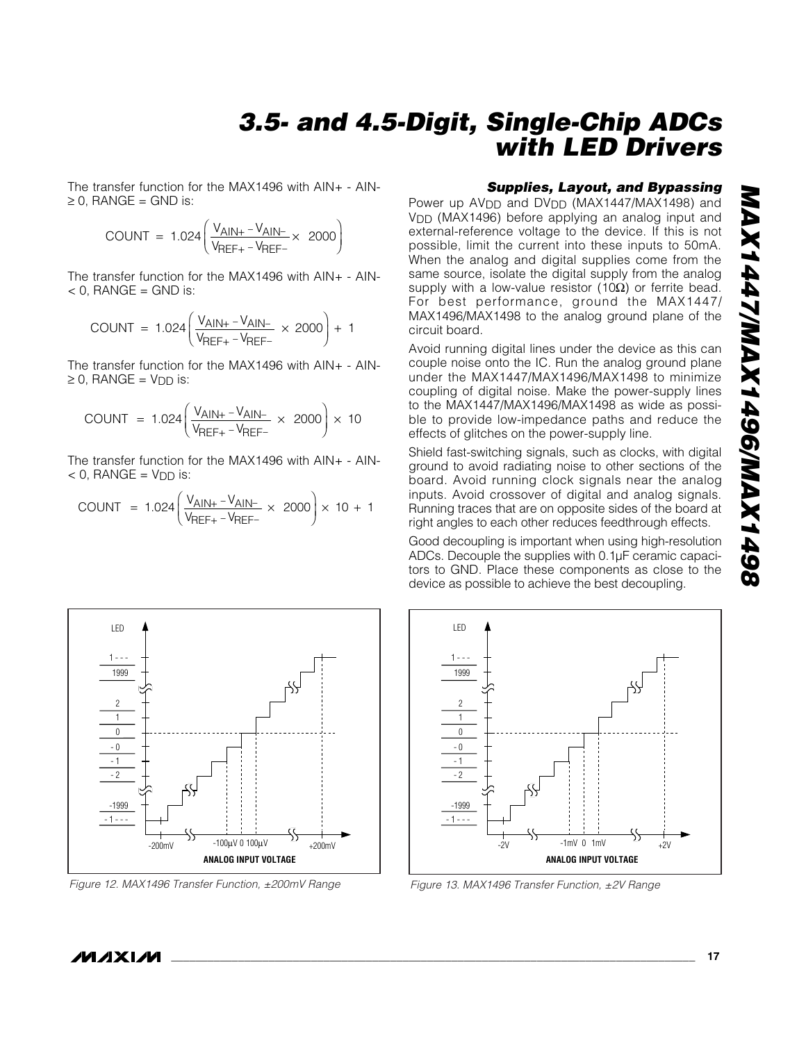The transfer function for the MAX1496 with AIN+ - AIN- ≥ 0, RANGE = GND is:

$$\text{COUNT} = 1.024\left(\frac{V_{AIN+} - V_{AIN-}}{V_{REF+} - V_{REF-}} \times 2000\right)$$

The transfer function for the MAX1496 with AIN+ - AIN- < 0, RANGE = GND is:

$$\text{COUNT} = 1.024\left(\frac{V_{AIN+} - V_{AIN-}}{V_{REF+} - V_{REF-}} \times 2000\right) + 1$$

The transfer function for the MAX1496 with AIN+ - AIN- ≥ 0, RANGE = $V_{DD}$ is:

$$\text{COUNT} = 1.024\left(\frac{V_{AIN+} - V_{AIN-}}{V_{REF+} - V_{REF-}} \times 2000\right) \times 10$$

The transfer function for the MAX1496 with AIN+ - AIN- < 0, RANGE = $V_{DD}$ is:

$$\text{COUNT} = 1.024\left(\frac{V_{AIN+} - V_{AIN-}}{V_{REF+} - V_{REF-}} \times 2000\right) \times 10 + 1$$

### Supplies, Layout, and Bypassing

Power up $AV_{DD}$ and $DV_{DD}$ (MAX1447/MAX1498) and $V_{DD}$ (MAX1496) before applying an analog input and external-reference voltage to the device. If this is not possible, limit the current into these inputs to 50mA. When the analog and digital supplies come from the same source, isolate the digital supply from the analog supply with a low-value resistor (10Ω) or ferrite bead. For best performance, ground the MAX1447/MAX1496/MAX1498 to the analog ground plane of the circuit board.

Avoid running digital lines under the device as this can couple noise onto the IC. Run the analog ground plane under the MAX1447/MAX1496/MAX1498 to minimize coupling of digital noise. Make the power-supply lines to the MAX1447/MAX1496/MAX1498 as wide as possible to provide low-impedance paths and reduce the effects of glitches on the power-supply line.

Shield fast-switching signals, such as clocks, with digital ground to avoid radiating noise to other sections of the board. Avoid running clock signals near the analog inputs. Avoid crossover of digital and analog signals. Running traces that are on opposite sides of the board at right angles to each other reduces feedthrough effects.

Good decoupling is important when using high-resolution ADCs. Decouple the supplies with 0.1µF ceramic capacitors to GND. Place these components as close to the device as possible to achieve the best decoupling.

*Figure 12. MAX1496 Transfer Function, ±200mV Range*

*Figure 13. MAX1496 Transfer Function, ±2V Range*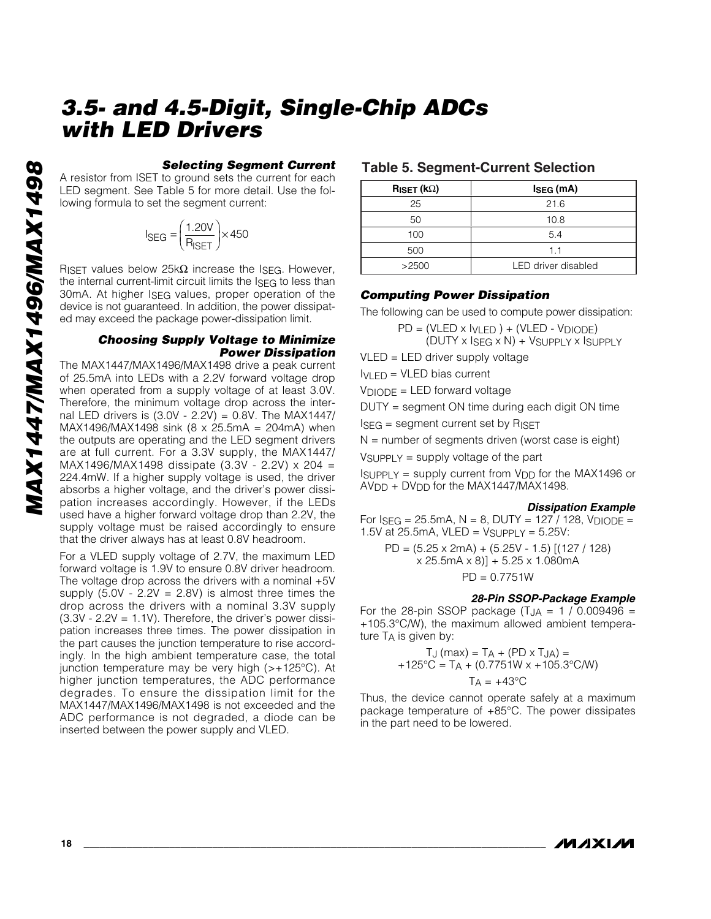## 3.5- and 4.5-Digit, Single-Chip ADCs with LED Drivers

### Selecting Segment Current

A resistor from ISET to ground sets the current for each LED segment. See Table 5 for more detail. Use the following formula to set the segment current:

$$I_{SEG} = \left(\frac{1.20V}{R_{ISET}}\right) \times 450$$

$R_{ISET}$ values below 25kΩ increase the $I_{SEG}$. However, the internal current-limit circuit limits the $I_{SEG}$ to less than 30mA. At higher $I_{SEG}$ values, proper operation of the device is not guaranteed. In addition, the power dissipated may exceed the package power-dissipation limit.

### Choosing Supply Voltage to Minimize Power Dissipation

The MAX1447/MAX1496/MAX1498 drive a peak current of 25.5mA into LEDs with a 2.2V forward voltage drop when operated from a supply voltage of at least 3.0V. Therefore, the minimum voltage drop across the internal LED drivers is (3.0V - 2.2V) = 0.8V. The MAX1447/MAX1496/MAX1498 sink (8 x 25.5mA = 204mA) when the outputs are operating and the LED segment drivers are at full current. For a 3.3V supply, the MAX1447/MAX1496/MAX1498 dissipate (3.3V - 2.2V) x 204 = 224.4mW. If a higher supply voltage is used, the driver absorbs a higher voltage, and the driver's power dissipation increases accordingly. However, if the LEDs used have a higher forward voltage drop than 2.2V, the supply voltage must be raised accordingly to ensure that the driver always has at least 0.8V headroom.

For a VLED supply voltage of 2.7V, the maximum LED forward voltage is 1.9V to ensure 0.8V driver headroom. The voltage drop across the drivers with a nominal +5V supply (5.0V - 2.2V = 2.8V) is almost three times the drop across the drivers with a nominal 3.3V supply (3.3V - 2.2V = 1.1V). Therefore, the driver's power dissipation increases three times. The power dissipation in the part causes the junction temperature to rise accordingly. In the high ambient temperature case, the total junction temperature may be very high (>+125°C). At higher junction temperatures, the ADC performance degrades. To ensure the dissipation limit for the MAX1447/MAX1496/MAX1498 is not exceeded and the ADC performance is not degraded, a diode can be inserted between the power supply and VLED.

## Table 5. Segment-Current Selection

| $R_{ISET}$ (kΩ) | $I_{SEG}$ (mA) |
|---|---|
| 25 | 21.6 |
| 50 | 10.8 |
| 100 | 5.4 |
| 500 | 1.1 |
| >2500 | LED driver disabled |

### Computing Power Dissipation

The following can be used to compute power dissipation:

$$PD = (VLED \times I_{VLED}) + (VLED - V_{DIODE})(DUTY \times I_{SEG} \times N) + V_{SUPPLY} \times I_{SUPPLY}$$

VLED = LED driver supply voltage

$I_{VLED}$ = VLED bias current

$V_{DIODE}$ = LED forward voltage

DUTY = segment ON time during each digit ON time

$I_{SEG}$ = segment current set by $R_{ISET}$

N = number of segments driven (worst case is eight)

$V_{SUPPLY}$ = supply voltage of the part

$I_{SUPPLY}$ = supply current from $V_{DD}$ for the MAX1496 or $AV_{DD}$ + $DV_{DD}$ for the MAX1447/MAX1498.

#### Dissipation Example

For $I_{SEG}$ = 25.5mA, N = 8, DUTY = 127 / 128, $V_{DIODE}$ = 1.5V at 25.5mA, VLED = $V_{SUPPLY}$ = 5.25V:

$$PD = (5.25 \times 2mA) + (5.25V - 1.5)[(127 / 128) \times 25.5mA \times 8)] + 5.25 \times 1.080mA$$

$$PD = 0.7751W$$

#### 28-Pin SSOP-Package Example

For the 28-pin SSOP package ($T_{JA}$ = 1 / 0.009496 = +105.3°C/W), the maximum allowed ambient temperature $T_A$ is given by:

$$T_J (max) = T_A + (PD \times T_{JA}) =$$
$$+125°C = T_A + (0.7751W \times +105.3°C/W)$$

$$T_A = +43°C$$

Thus, the device cannot operate safely at a maximum package temperature of +85°C. The power dissipates in the part need to be lowered.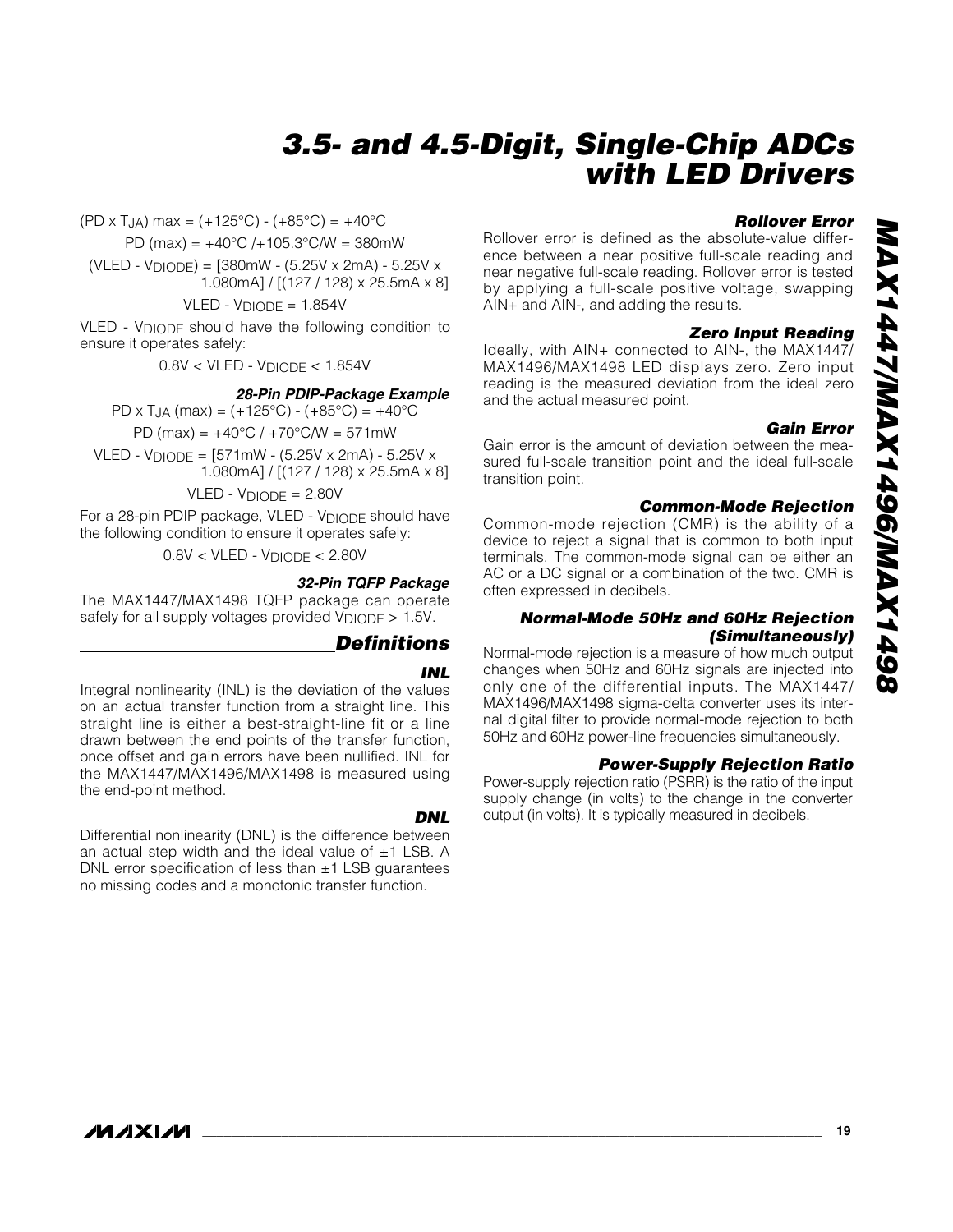$(PD \times T_{JA})$ max = (+125°C) - (+85°C) = +40°C

$$PD\ (max) = +40°C / +105.3°C/W = 380mW$$

$$(V_{LED} - V_{DIODE}) = [380mW - (5.25V \times 2mA) - 5.25V \times 1.080mA] / [(127 / 128) \times 25.5mA \times 8]$$

$$V_{LED} - V_{DIODE} = 1.854V$$

$V_{LED} - V_{DIODE}$ should have the following condition to ensure it operates safely:

$$0.8V < V_{LED} - V_{DIODE} < 1.854V$$

#### *28-Pin PDIP-Package Example*

$$PD \times T_{JA}\ (max) = (+125°C) - (+85°C) = +40°C$$

$$PD\ (max) = +40°C / +70°C/W = 571mW$$

$$V_{LED} - V_{DIODE} = [571mW - (5.25V \times 2mA) - 5.25V \times 1.080mA] / [(127 / 128) \times 25.5mA \times 8]$$

$$V_{LED} - V_{DIODE} = 2.80V$$

For a 28-pin PDIP package, $V_{LED} - V_{DIODE}$ should have the following condition to ensure it operates safely:

$$0.8V < V_{LED} - V_{DIODE} < 2.80V$$

#### *32-Pin TQFP Package*

The MAX1447/MAX1498 TQFP package can operate safely for all supply voltages provided $V_{DIODE}$ > 1.5V.

## *Definitions*

#### *INL*

Integral nonlinearity (INL) is the deviation of the values on an actual transfer function from a straight line. This straight line is either a best-straight-line fit or a line drawn between the end points of the transfer function, once offset and gain errors have been nullified. INL for the MAX1447/MAX1496/MAX1498 is measured using the end-point method.

#### *DNL*

Differential nonlinearity (DNL) is the difference between an actual step width and the ideal value of ±1 LSB. A DNL error specification of less than ±1 LSB guarantees no missing codes and a monotonic transfer function.

#### *Rollover Error*

Rollover error is defined as the absolute-value difference between a near positive full-scale reading and near negative full-scale reading. Rollover error is tested by applying a full-scale positive voltage, swapping AIN+ and AIN-, and adding the results.

#### *Zero Input Reading*

Ideally, with AIN+ connected to AIN-, the MAX1447/MAX1496/MAX1498 LED displays zero. Zero input reading is the measured deviation from the ideal zero and the actual measured point.

#### *Gain Error*

Gain error is the amount of deviation between the measured full-scale transition point and the ideal full-scale transition point.

#### *Common-Mode Rejection*

Common-mode rejection (CMR) is the ability of a device to reject a signal that is common to both input terminals. The common-mode signal can be either an AC or a DC signal or a combination of the two. CMR is often expressed in decibels.

#### *Normal-Mode 50Hz and 60Hz Rejection (Simultaneously)*

Normal-mode rejection is a measure of how much output changes when 50Hz and 60Hz signals are injected into only one of the differential inputs. The MAX1447/MAX1496/MAX1498 sigma-delta converter uses its internal digital filter to provide normal-mode rejection to both 50Hz and 60Hz power-line frequencies simultaneously.

#### *Power-Supply Rejection Ratio*

Power-supply rejection ratio (PSRR) is the ratio of the input supply change (in volts) to the change in the converter output (in volts). It is typically measured in decibels.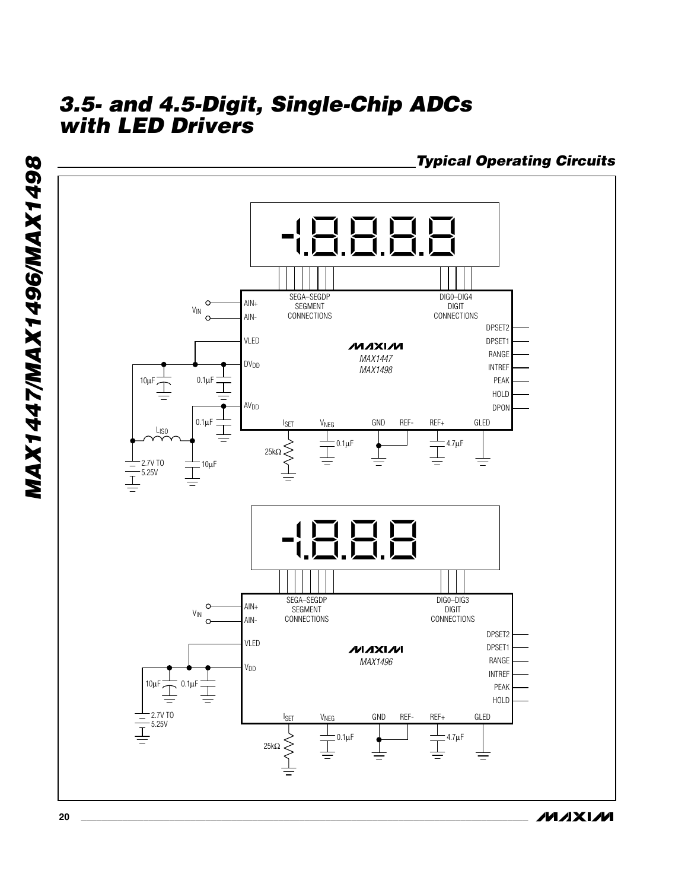## Typical Operating Circuits

-1.8.8.8.8

SEGA–SEGDP
SEGMENT
CONNECTIONS

DIG0–DIG4
DIGIT
CONNECTIONS

$V_{IN}$

AIN+

AIN-

VLED

$DV_{DD}$

$AV_{DD}$

10μF

0.1μF

0.1μF

$L_{ISO}$

2.7V TO
5.25V

10μF

MAXIM
MAX1447
MAX1498

DPSET2

DPSET1

RANGE

INTREF

PEAK

HOLD

DPON

$I_{SET}$

$V_{NEG}$

GND

REF-

REF+

GLED

25kΩ

0.1μF

4.7μF

-1.8.8.8

SEGA–SEGDP
SEGMENT
CONNECTIONS

DIG0–DIG3
DIGIT
CONNECTIONS

$V_{IN}$

AIN+

AIN-

VLED

$V_{DD}$

10μF

0.1μF

2.7V TO
5.25V

MAXIM
MAX1496

DPSET2

DPSET1

RANGE

INTREF

PEAK

HOLD

$I_{SET}$

$V_{NEG}$

GND

REF-

REF+

GLED

25kΩ

0.1μF

4.7μF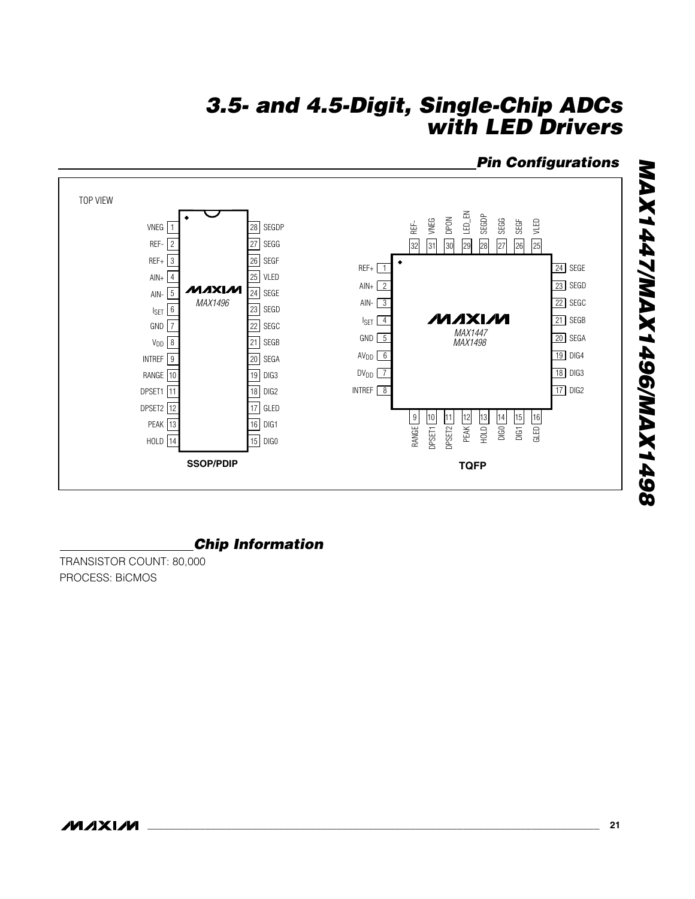## Pin Configurations

TOP VIEW

SSOP/PDIP (MAX1496)

VNEG 1
REF- 2
REF+ 3
AIN+ 4
AIN- 5
$I_{SET}$ 6
GND 7
$V_{DD}$ 8
INTREF 9
RANGE 10
DPSET1 11
DPSET2 12
PEAK 13
HOLD 14
DIG0 15
DIG1 16
GLED 17
DIG2 18
DIG3 19
SEGA 20
SEGB 21
SEGC 22
SEGD 23
SEGE 24
VLED 25
SEGF 26
SEGG 27
SEGDP 28

TQFP (MAX1447/MAX1498)

REF+ 1
AIN+ 2
AIN- 3
$I_{SET}$ 4
GND 5
$AV_{DD}$ 6
$DV_{DD}$ 7
INTREF 8
RANGE 9
DPSET1 10
DPSET2 11
PEAK 12
HOLD 13
DIG0 14
DIG1 15
GLED 16
DIG2 17
DIG3 18
DIG4 19
SEGA 20
SEGB 21
SEGC 22
SEGD 23
SEGE 24
VLED 25
SEGF 26
SEGG 27
SEGDP 28
LED_EN 29
DPON 30
VNEG 31
REF- 32

## Chip Information

TRANSISTOR COUNT: 80,000

PROCESS: BiCMOS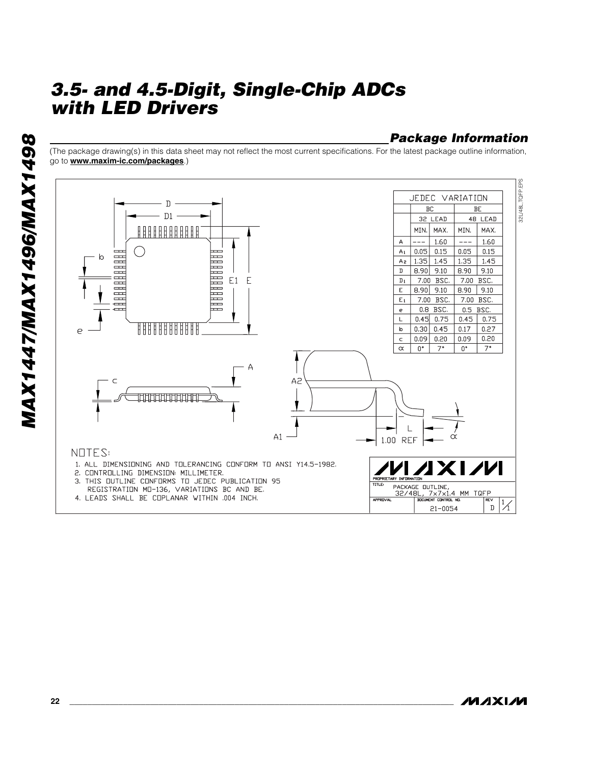## Package Information

(The package drawing(s) in this data sheet may not reflect the most current specifications. For the latest package outline information, go to **www.maxim-ic.com/packages**.)

| JEDEC VARIATION | | | | |
|---|---|---|---|---|
| | BC | | BE | |
| | 32 LEAD | | 48 LEAD | |
| | MIN. | MAX. | MIN. | MAX. |
| A | --- | 1.60 | --- | 1.60 |
| $A_1$ | 0.05 | 0.15 | 0.05 | 0.15 |
| $A_2$ | 1.35 | 1.45 | 1.35 | 1.45 |
| D | 8.90 | 9.10 | 8.90 | 9.10 |
| $D_1$ | 7.00 BSC. | | 7.00 BSC. | |
| E | 8.90 | 9.10 | 8.90 | 9.10 |
| $E_1$ | 7.00 BSC. | | 7.00 BSC. | |
| e | 0.8 BSC. | | 0.5 BSC. | |
| L | 0.45 | 0.75 | 0.45 | 0.75 |
| b | 0.30 | 0.45 | 0.17 | 0.27 |
| c | 0.09 | 0.20 | 0.09 | 0.20 |
| α | 0° | 7° | 0° | 7° |

D
D1
b
E1 E
e
A
c
A2
A1
L
1.00 REF
α

NOTES:

1. ALL DIMENSIONING AND TOLERANCING CONFORM TO ANSI Y14.5-1982.
2. CONTROLLING DIMENSION: MILLIMETER.
3. THIS OUTLINE CONFORMS TO JEDEC PUBLICATION 95 REGISTRATION MO-136, VARIATIONS BC AND BE.
4. LEADS SHALL BE COPLANAR WITHIN .004 INCH.

MAXIM
PROPRIETARY INFORMATION
TITLE: PACKAGE OUTLINE, 32/48L, 7x7x1.4 MM TQFP
APPROVAL | DOCUMENT CONTROL NO. 21-0054 | REV D | 1/1

32L/48L.TQFP.EPS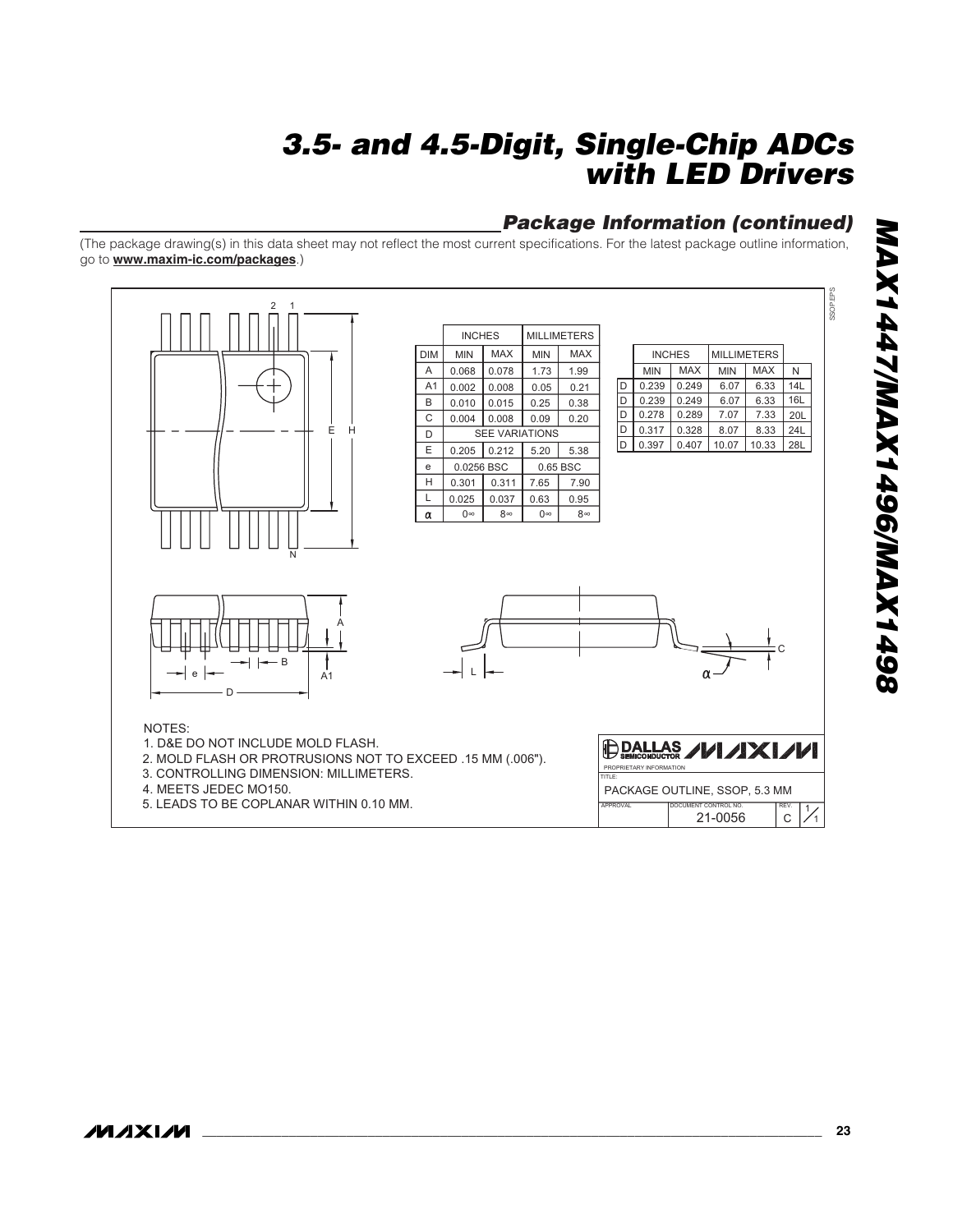## Package Information (continued)

(The package drawing(s) in this data sheet may not reflect the most current specifications. For the latest package outline information, go to **www.maxim-ic.com/packages**.)

| DIM | INCHES MIN | INCHES MAX | MILLIMETERS MIN | MILLIMETERS MAX |
|---|---|---|---|---|
| A | 0.068 | 0.078 | 1.73 | 1.99 |
| A1 | 0.002 | 0.008 | 0.05 | 0.21 |
| B | 0.010 | 0.015 | 0.25 | 0.38 |
| C | 0.004 | 0.008 | 0.09 | 0.20 |
| D | SEE VARIATIONS | | | |
| E | 0.205 | 0.212 | 5.20 | 5.38 |
| e | 0.0256 BSC | | 0.65 BSC | |
| H | 0.301 | 0.311 | 7.65 | 7.90 |
| L | 0.025 | 0.037 | 0.63 | 0.95 |
| α | 0° | 8° | 0° | 8° |

| | INCHES MIN | INCHES MAX | MILLIMETERS MIN | MILLIMETERS MAX | N |
|---|---|---|---|---|---|
| D | 0.239 | 0.249 | 6.07 | 6.33 | 14L |
| D | 0.239 | 0.249 | 6.07 | 6.33 | 16L |
| D | 0.278 | 0.289 | 7.07 | 7.33 | 20L |
| D | 0.317 | 0.328 | 8.07 | 8.33 | 24L |
| D | 0.397 | 0.407 | 10.07 | 10.33 | 28L |

NOTES:
1. D&E DO NOT INCLUDE MOLD FLASH.
2. MOLD FLASH OR PROTRUSIONS NOT TO EXCEED .15 MM (.006").
3. CONTROLLING DIMENSION: MILLIMETERS.
4. MEETS JEDEC MO150.
5. LEADS TO BE COPLANAR WITHIN 0.10 MM.

DALLAS SEMICONDUCTOR MAXIM
PROPRIETARY INFORMATION
TITLE: PACKAGE OUTLINE, SSOP, 5.3 MM
APPROVAL | DOCUMENT CONTROL NO. 21-0056 | REV. C | 1/1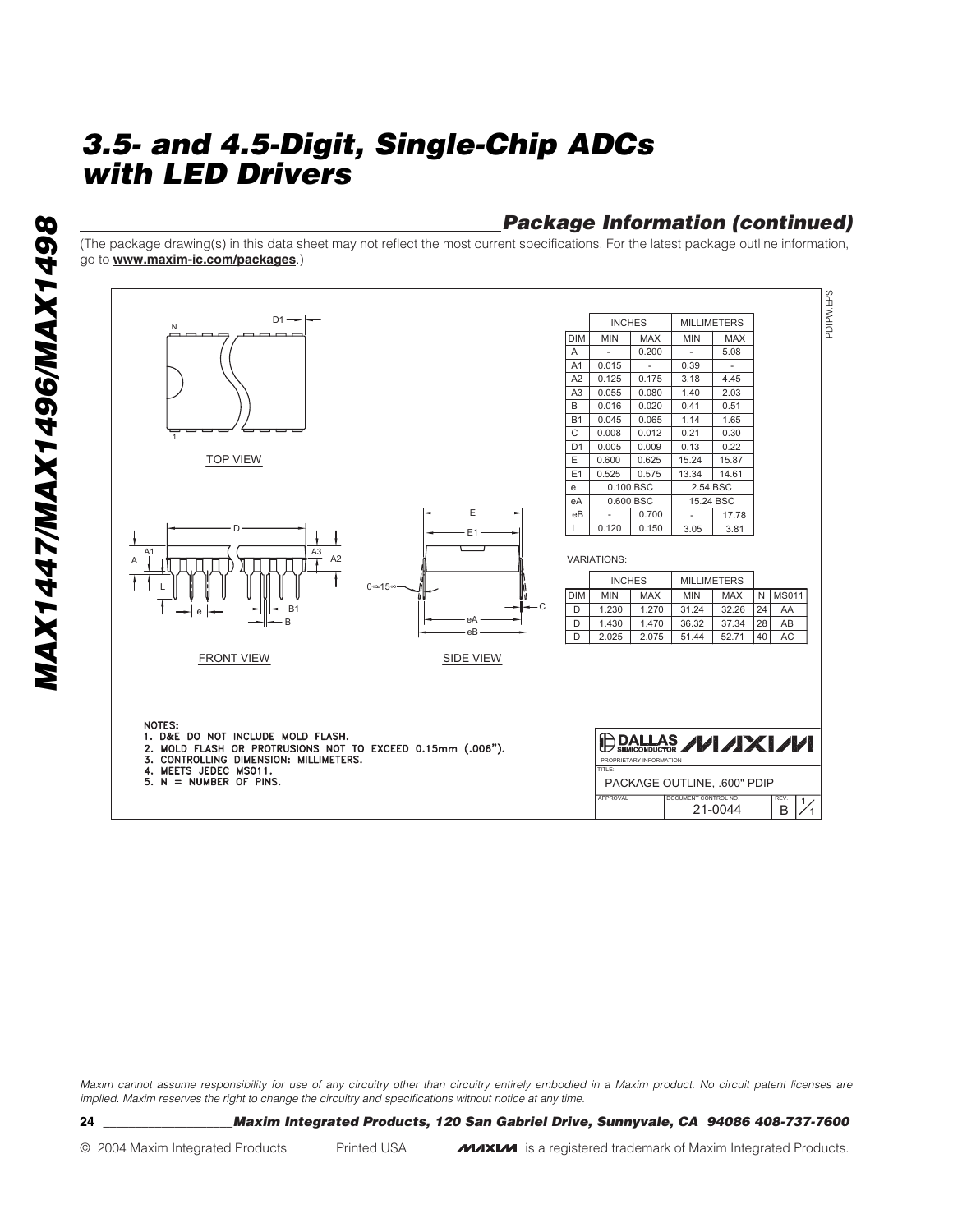## Package Information (continued)

(The package drawing(s) in this data sheet may not reflect the most current specifications. For the latest package outline information, go to **www.maxim-ic.com/packages**.)

TOP VIEW

FRONT VIEW

SIDE VIEW

| | INCHES | | MILLIMETERS | |
|---|---|---|---|---|
| DIM | MIN | MAX | MIN | MAX |
| A | - | 0.200 | - | 5.08 |
| A1 | 0.015 | - | 0.39 | - |
| A2 | 0.125 | 0.175 | 3.18 | 4.45 |
| A3 | 0.055 | 0.080 | 1.40 | 2.03 |
| B | 0.016 | 0.020 | 0.41 | 0.51 |
| B1 | 0.045 | 0.065 | 1.14 | 1.65 |
| C | 0.008 | 0.012 | 0.21 | 0.30 |
| D1 | 0.005 | 0.009 | 0.13 | 0.22 |
| E | 0.600 | 0.625 | 15.24 | 15.87 |
| E1 | 0.525 | 0.575 | 13.34 | 14.61 |
| e | 0.100 BSC | | 2.54 BSC | |
| eA | 0.600 BSC | | 15.24 BSC | |
| eB | - | 0.700 | - | 17.78 |
| L | 0.120 | 0.150 | 3.05 | 3.81 |

VARIATIONS:

| | INCHES | | MILLIMETERS | | | |
|---|---|---|---|---|---|---|
| DIM | MIN | MAX | MIN | MAX | N | MS011 |
| D | 1.230 | 1.270 | 31.24 | 32.26 | 24 | AA |
| D | 1.430 | 1.470 | 36.32 | 37.34 | 28 | AB |
| D | 2.025 | 2.075 | 51.44 | 52.71 | 40 | AC |

NOTES:
1. D&E DO NOT INCLUDE MOLD FLASH.
2. MOLD FLASH OR PROTRUSIONS NOT TO EXCEED 0.15mm (.006").
3. CONTROLLING DIMENSION: MILLIMETERS.
4. MEETS JEDEC MS011.
5. N = NUMBER OF PINS.

DALLAS SEMICONDUCTOR MAXIM
PROPRIETARY INFORMATION
TITLE: PACKAGE OUTLINE, .600" PDIP
DOCUMENT CONTROL NO. 21-0044 REV. B 1/1

*Maxim cannot assume responsibility for use of any circuitry other than circuitry entirely embodied in a Maxim product. No circuit patent licenses are implied. Maxim reserves the right to change the circuitry and specifications without notice at any time.*

***Maxim Integrated Products, 120 San Gabriel Drive, Sunnyvale, CA 94086 408-737-7600***

© 2004 Maxim Integrated Products Printed USA MAXIM is a registered trademark of Maxim Integrated Products.